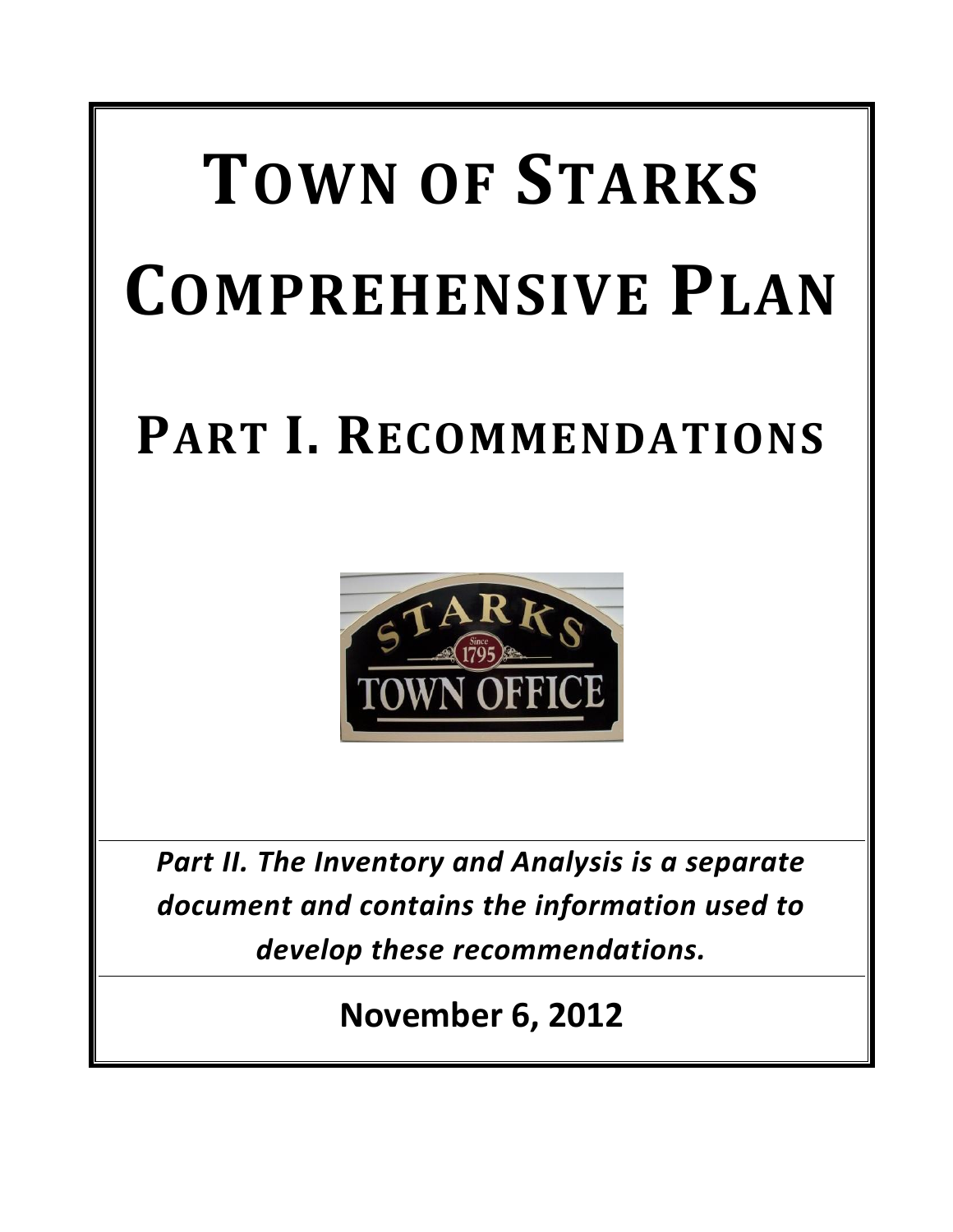# TOWN OF STARKS COMPREHENSIVE PLAN

## PART I. RECOMMENDATIONS

***Part II. The Inventory and Analysis is a separate document and contains the information used to develop these recommendations.***

**November 6, 2012**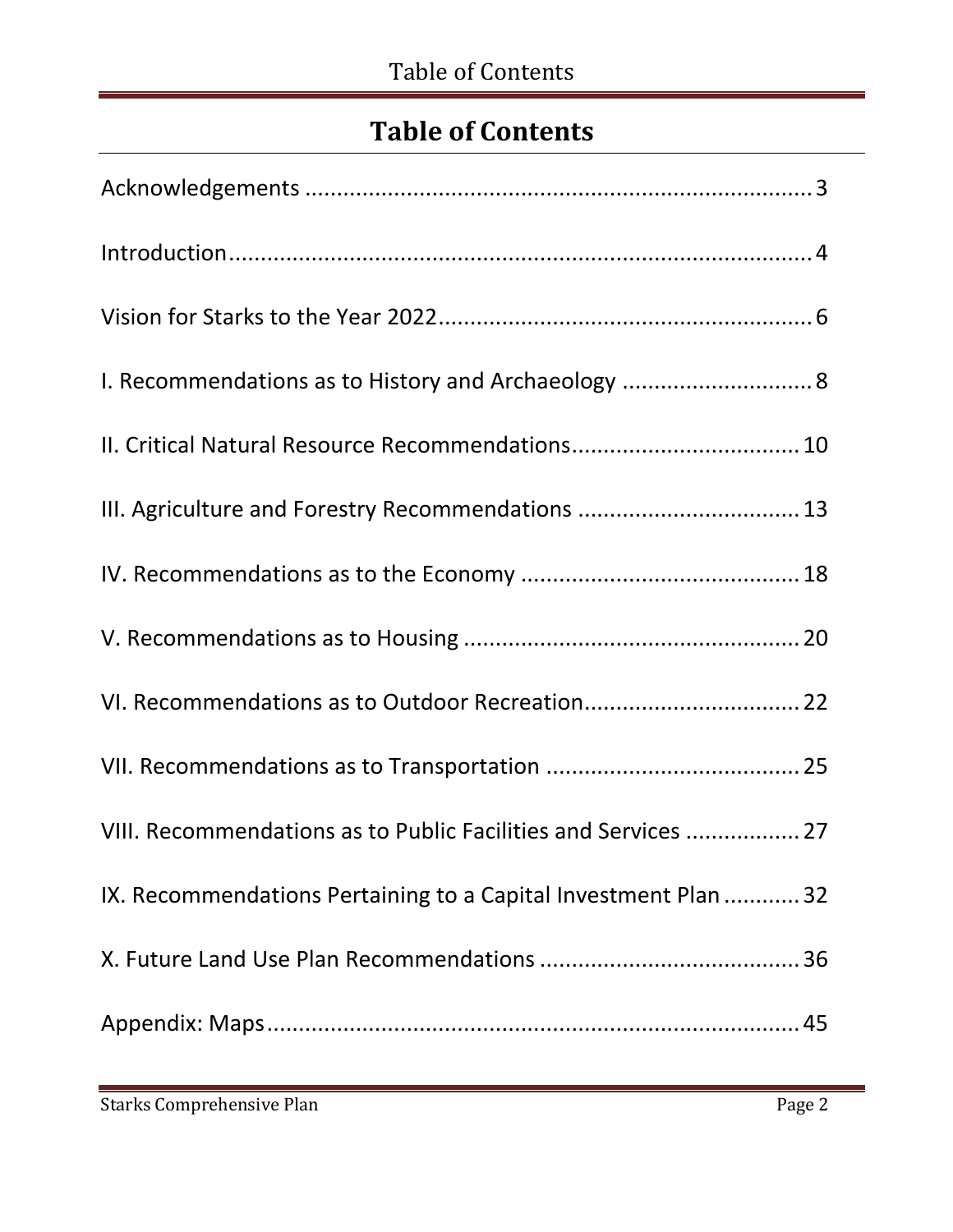# Table of Contents

Acknowledgements ........................................................................ 3

Introduction ................................................................................. 4

Vision for Starks to the Year 2022 ................................................ 6

I. Recommendations as to History and Archaeology ........................ 8

II. Critical Natural Resource Recommendations ............................. 10

III. Agriculture and Forestry Recommendations ............................. 13

IV. Recommendations as to the Economy ...................................... 18

V. Recommendations as to Housing ............................................... 20

VI. Recommendations as to Outdoor Recreation ............................. 22

VII. Recommendations as to Transportation ................................... 25

VIII. Recommendations as to Public Facilities and Services ............. 27

IX. Recommendations Pertaining to a Capital Investment Plan ........ 32

X. Future Land Use Plan Recommendations ...................................... 36

Appendix: Maps ............................................................................ 45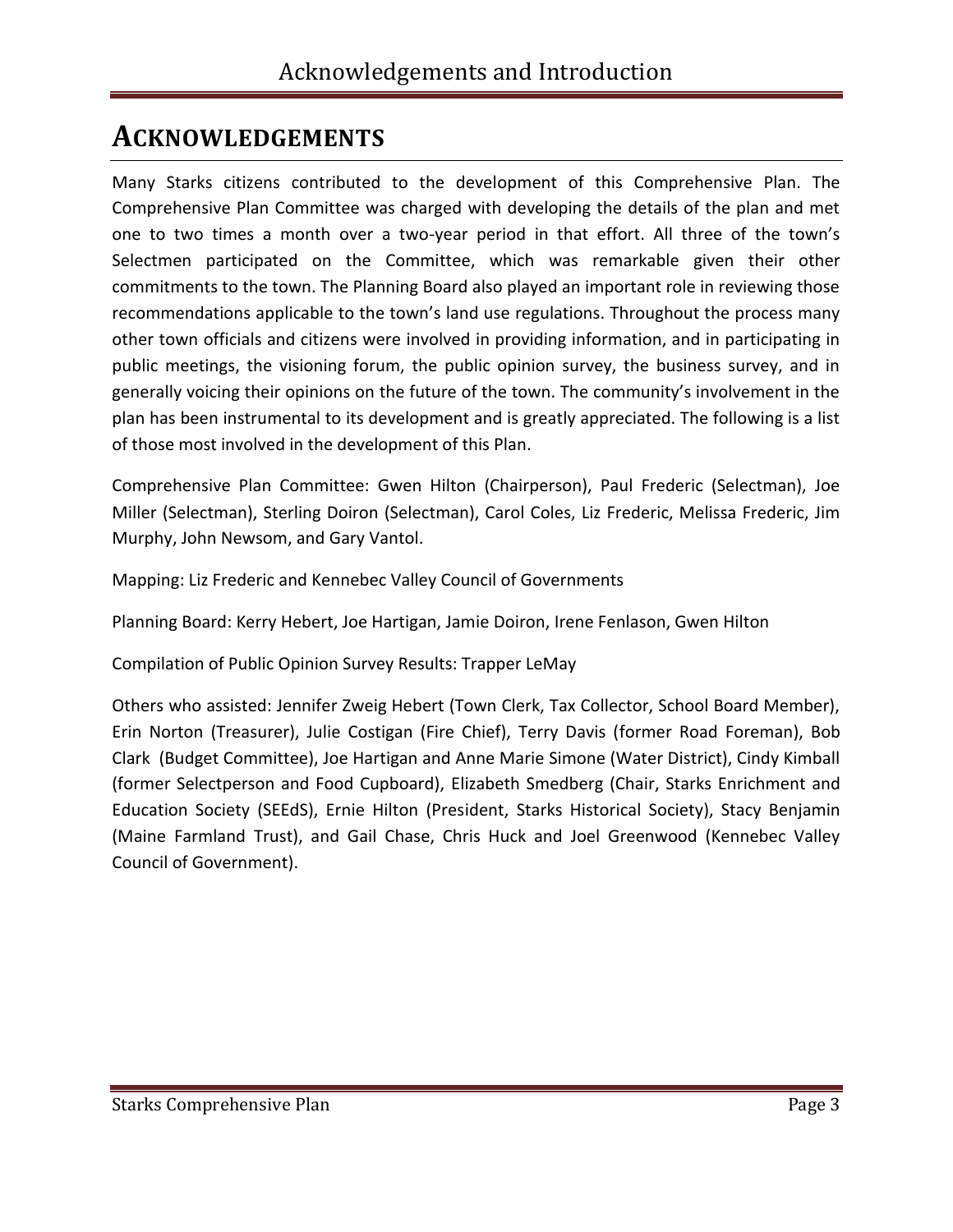# ACKNOWLEDGEMENTS

Many Starks citizens contributed to the development of this Comprehensive Plan. The Comprehensive Plan Committee was charged with developing the details of the plan and met one to two times a month over a two-year period in that effort. All three of the town's Selectmen participated on the Committee, which was remarkable given their other commitments to the town. The Planning Board also played an important role in reviewing those recommendations applicable to the town's land use regulations. Throughout the process many other town officials and citizens were involved in providing information, and in participating in public meetings, the visioning forum, the public opinion survey, the business survey, and in generally voicing their opinions on the future of the town. The community's involvement in the plan has been instrumental to its development and is greatly appreciated. The following is a list of those most involved in the development of this Plan.

Comprehensive Plan Committee: Gwen Hilton (Chairperson), Paul Frederic (Selectman), Joe Miller (Selectman), Sterling Doiron (Selectman), Carol Coles, Liz Frederic, Melissa Frederic, Jim Murphy, John Newsom, and Gary Vantol.

Mapping: Liz Frederic and Kennebec Valley Council of Governments

Planning Board: Kerry Hebert, Joe Hartigan, Jamie Doiron, Irene Fenlason, Gwen Hilton

Compilation of Public Opinion Survey Results: Trapper LeMay

Others who assisted: Jennifer Zweig Hebert (Town Clerk, Tax Collector, School Board Member), Erin Norton (Treasurer), Julie Costigan (Fire Chief), Terry Davis (former Road Foreman), Bob Clark (Budget Committee), Joe Hartigan and Anne Marie Simone (Water District), Cindy Kimball (former Selectperson and Food Cupboard), Elizabeth Smedberg (Chair, Starks Enrichment and Education Society (SEEdS), Ernie Hilton (President, Starks Historical Society), Stacy Benjamin (Maine Farmland Trust), and Gail Chase, Chris Huck and Joel Greenwood (Kennebec Valley Council of Government).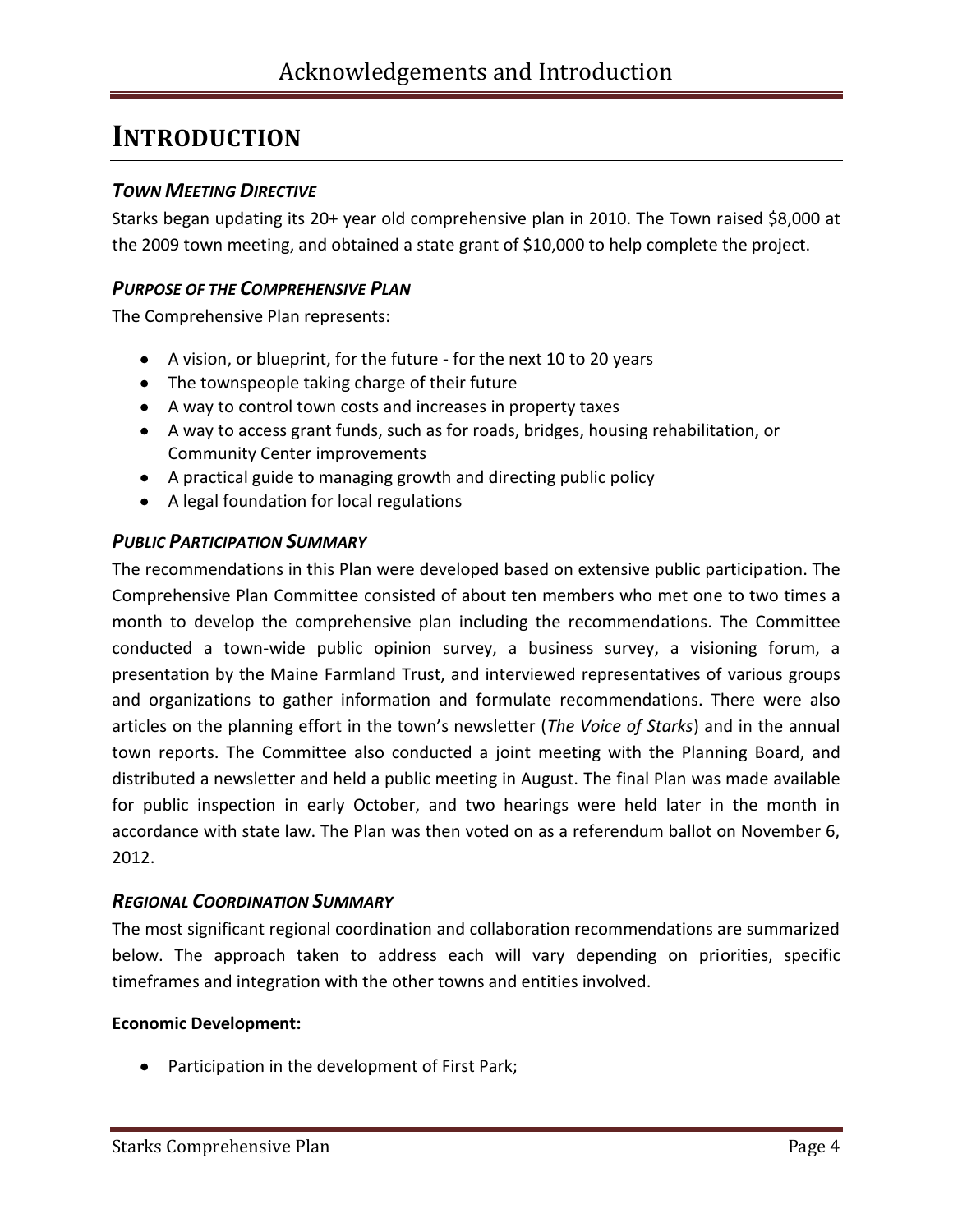# INTRODUCTION

### *TOWN MEETING DIRECTIVE*

Starks began updating its 20+ year old comprehensive plan in 2010. The Town raised $8,000 at the 2009 town meeting, and obtained a state grant of $10,000 to help complete the project.

### *PURPOSE OF THE COMPREHENSIVE PLAN*

The Comprehensive Plan represents:

- A vision, or blueprint, for the future - for the next 10 to 20 years
- The townspeople taking charge of their future
- A way to control town costs and increases in property taxes
- A way to access grant funds, such as for roads, bridges, housing rehabilitation, or Community Center improvements
- A practical guide to managing growth and directing public policy
- A legal foundation for local regulations

### *PUBLIC PARTICIPATION SUMMARY*

The recommendations in this Plan were developed based on extensive public participation. The Comprehensive Plan Committee consisted of about ten members who met one to two times a month to develop the comprehensive plan including the recommendations. The Committee conducted a town-wide public opinion survey, a business survey, a visioning forum, a presentation by the Maine Farmland Trust, and interviewed representatives of various groups and organizations to gather information and formulate recommendations. There were also articles on the planning effort in the town's newsletter (*The Voice of Starks*) and in the annual town reports. The Committee also conducted a joint meeting with the Planning Board, and distributed a newsletter and held a public meeting in August. The final Plan was made available for public inspection in early October, and two hearings were held later in the month in accordance with state law. The Plan was then voted on as a referendum ballot on November 6, 2012.

### *REGIONAL COORDINATION SUMMARY*

The most significant regional coordination and collaboration recommendations are summarized below. The approach taken to address each will vary depending on priorities, specific timeframes and integration with the other towns and entities involved.

**Economic Development:**

- Participation in the development of First Park;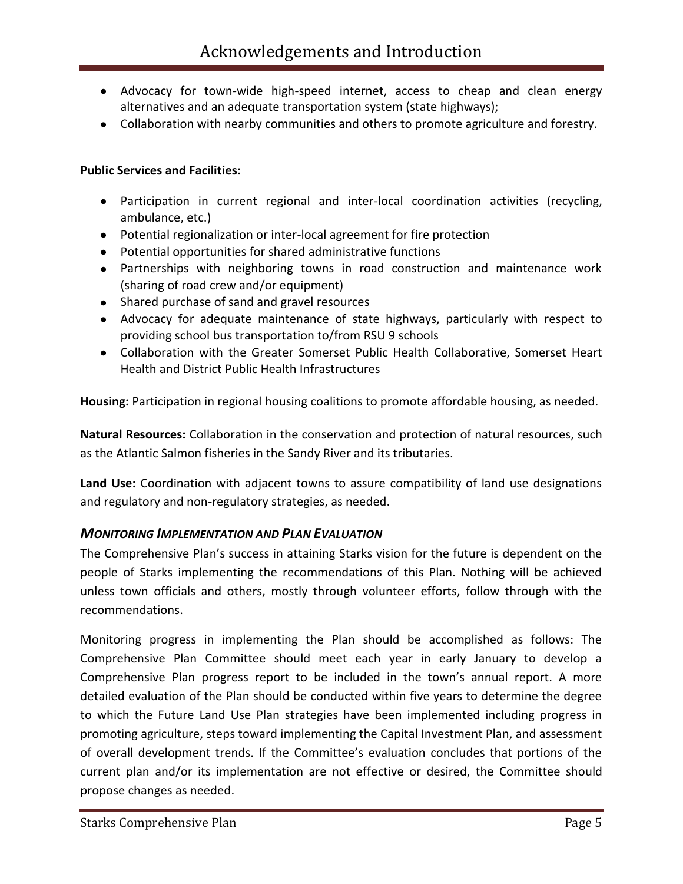- Advocacy for town-wide high-speed internet, access to cheap and clean energy alternatives and an adequate transportation system (state highways);
- Collaboration with nearby communities and others to promote agriculture and forestry.

**Public Services and Facilities:**

- Participation in current regional and inter-local coordination activities (recycling, ambulance, etc.)
- Potential regionalization or inter-local agreement for fire protection
- Potential opportunities for shared administrative functions
- Partnerships with neighboring towns in road construction and maintenance work (sharing of road crew and/or equipment)
- Shared purchase of sand and gravel resources
- Advocacy for adequate maintenance of state highways, particularly with respect to providing school bus transportation to/from RSU 9 schools
- Collaboration with the Greater Somerset Public Health Collaborative, Somerset Heart Health and District Public Health Infrastructures

**Housing:** Participation in regional housing coalitions to promote affordable housing, as needed.

**Natural Resources:** Collaboration in the conservation and protection of natural resources, such as the Atlantic Salmon fisheries in the Sandy River and its tributaries.

**Land Use:** Coordination with adjacent towns to assure compatibility of land use designations and regulatory and non-regulatory strategies, as needed.

### *MONITORING IMPLEMENTATION AND PLAN EVALUATION*

The Comprehensive Plan's success in attaining Starks vision for the future is dependent on the people of Starks implementing the recommendations of this Plan. Nothing will be achieved unless town officials and others, mostly through volunteer efforts, follow through with the recommendations.

Monitoring progress in implementing the Plan should be accomplished as follows: The Comprehensive Plan Committee should meet each year in early January to develop a Comprehensive Plan progress report to be included in the town's annual report. A more detailed evaluation of the Plan should be conducted within five years to determine the degree to which the Future Land Use Plan strategies have been implemented including progress in promoting agriculture, steps toward implementing the Capital Investment Plan, and assessment of overall development trends. If the Committee's evaluation concludes that portions of the current plan and/or its implementation are not effective or desired, the Committee should propose changes as needed.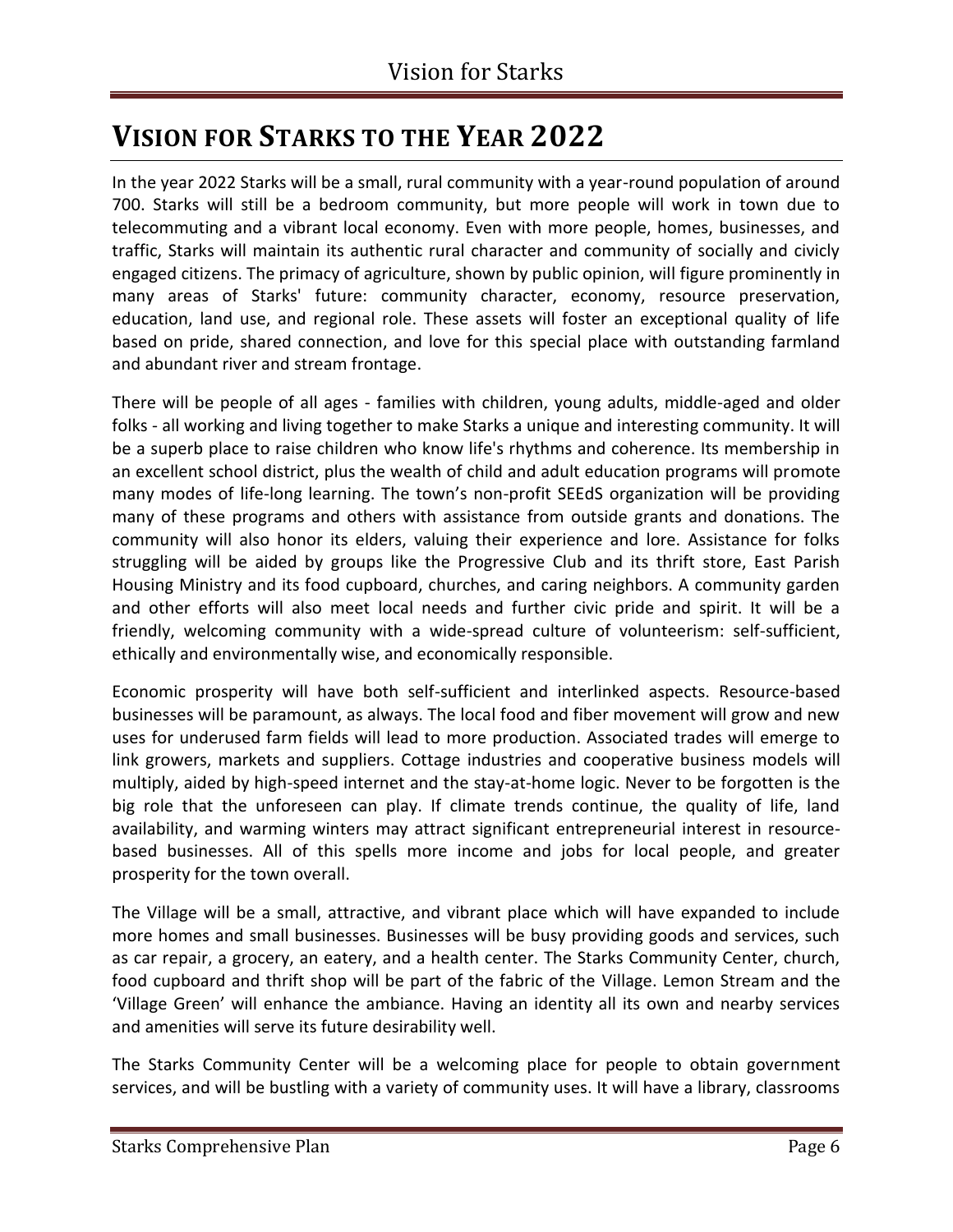# Vision for Starks to the Year 2022

In the year 2022 Starks will be a small, rural community with a year-round population of around 700. Starks will still be a bedroom community, but more people will work in town due to telecommuting and a vibrant local economy. Even with more people, homes, businesses, and traffic, Starks will maintain its authentic rural character and community of socially and civicly engaged citizens. The primacy of agriculture, shown by public opinion, will figure prominently in many areas of Starks' future: community character, economy, resource preservation, education, land use, and regional role. These assets will foster an exceptional quality of life based on pride, shared connection, and love for this special place with outstanding farmland and abundant river and stream frontage.

There will be people of all ages - families with children, young adults, middle-aged and older folks - all working and living together to make Starks a unique and interesting community. It will be a superb place to raise children who know life's rhythms and coherence. Its membership in an excellent school district, plus the wealth of child and adult education programs will promote many modes of life-long learning. The town's non-profit SEEdS organization will be providing many of these programs and others with assistance from outside grants and donations. The community will also honor its elders, valuing their experience and lore. Assistance for folks struggling will be aided by groups like the Progressive Club and its thrift store, East Parish Housing Ministry and its food cupboard, churches, and caring neighbors. A community garden and other efforts will also meet local needs and further civic pride and spirit. It will be a friendly, welcoming community with a wide-spread culture of volunteerism: self-sufficient, ethically and environmentally wise, and economically responsible.

Economic prosperity will have both self-sufficient and interlinked aspects. Resource-based businesses will be paramount, as always. The local food and fiber movement will grow and new uses for underused farm fields will lead to more production. Associated trades will emerge to link growers, markets and suppliers. Cottage industries and cooperative business models will multiply, aided by high-speed internet and the stay-at-home logic. Never to be forgotten is the big role that the unforeseen can play. If climate trends continue, the quality of life, land availability, and warming winters may attract significant entrepreneurial interest in resource-based businesses. All of this spells more income and jobs for local people, and greater prosperity for the town overall.

The Village will be a small, attractive, and vibrant place which will have expanded to include more homes and small businesses. Businesses will be busy providing goods and services, such as car repair, a grocery, an eatery, and a health center. The Starks Community Center, church, food cupboard and thrift shop will be part of the fabric of the Village. Lemon Stream and the 'Village Green' will enhance the ambiance. Having an identity all its own and nearby services and amenities will serve its future desirability well.

The Starks Community Center will be a welcoming place for people to obtain government services, and will be bustling with a variety of community uses. It will have a library, classrooms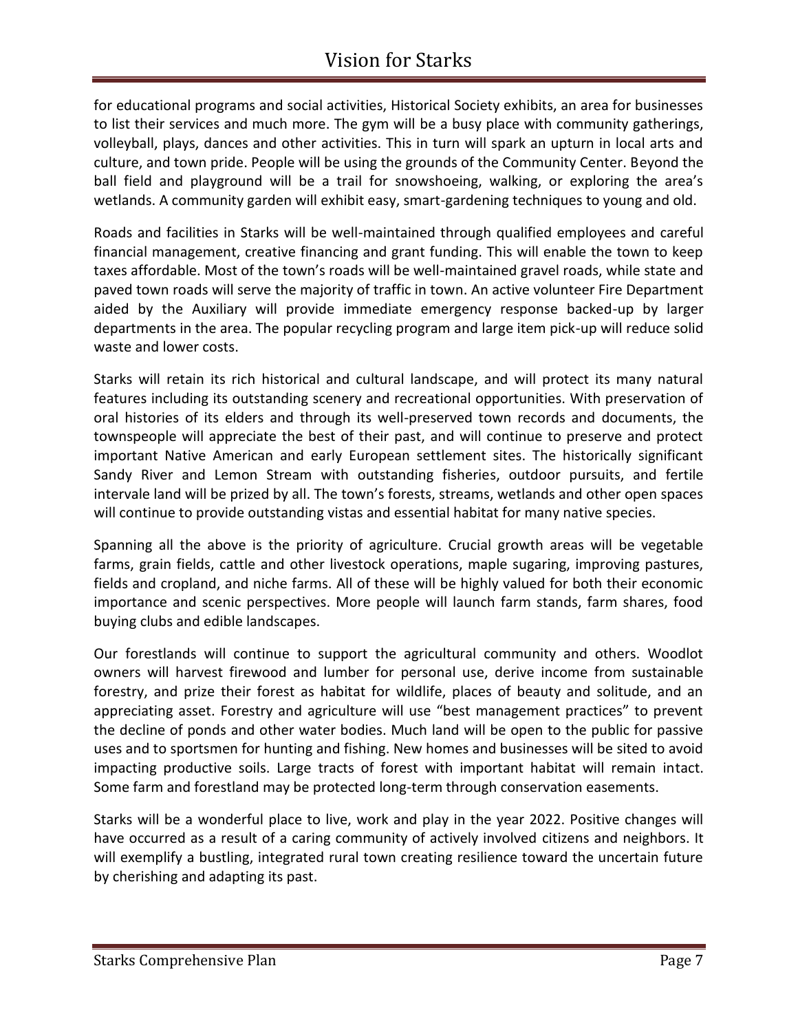for educational programs and social activities, Historical Society exhibits, an area for businesses to list their services and much more. The gym will be a busy place with community gatherings, volleyball, plays, dances and other activities. This in turn will spark an upturn in local arts and culture, and town pride. People will be using the grounds of the Community Center. Beyond the ball field and playground will be a trail for snowshoeing, walking, or exploring the area's wetlands. A community garden will exhibit easy, smart-gardening techniques to young and old.

Roads and facilities in Starks will be well-maintained through qualified employees and careful financial management, creative financing and grant funding. This will enable the town to keep taxes affordable. Most of the town's roads will be well-maintained gravel roads, while state and paved town roads will serve the majority of traffic in town. An active volunteer Fire Department aided by the Auxiliary will provide immediate emergency response backed-up by larger departments in the area. The popular recycling program and large item pick-up will reduce solid waste and lower costs.

Starks will retain its rich historical and cultural landscape, and will protect its many natural features including its outstanding scenery and recreational opportunities. With preservation of oral histories of its elders and through its well-preserved town records and documents, the townspeople will appreciate the best of their past, and will continue to preserve and protect important Native American and early European settlement sites. The historically significant Sandy River and Lemon Stream with outstanding fisheries, outdoor pursuits, and fertile intervale land will be prized by all. The town's forests, streams, wetlands and other open spaces will continue to provide outstanding vistas and essential habitat for many native species.

Spanning all the above is the priority of agriculture. Crucial growth areas will be vegetable farms, grain fields, cattle and other livestock operations, maple sugaring, improving pastures, fields and cropland, and niche farms. All of these will be highly valued for both their economic importance and scenic perspectives. More people will launch farm stands, farm shares, food buying clubs and edible landscapes.

Our forestlands will continue to support the agricultural community and others. Woodlot owners will harvest firewood and lumber for personal use, derive income from sustainable forestry, and prize their forest as habitat for wildlife, places of beauty and solitude, and an appreciating asset. Forestry and agriculture will use "best management practices" to prevent the decline of ponds and other water bodies. Much land will be open to the public for passive uses and to sportsmen for hunting and fishing. New homes and businesses will be sited to avoid impacting productive soils. Large tracts of forest with important habitat will remain intact. Some farm and forestland may be protected long-term through conservation easements.

Starks will be a wonderful place to live, work and play in the year 2022. Positive changes will have occurred as a result of a caring community of actively involved citizens and neighbors. It will exemplify a bustling, integrated rural town creating resilience toward the uncertain future by cherishing and adapting its past.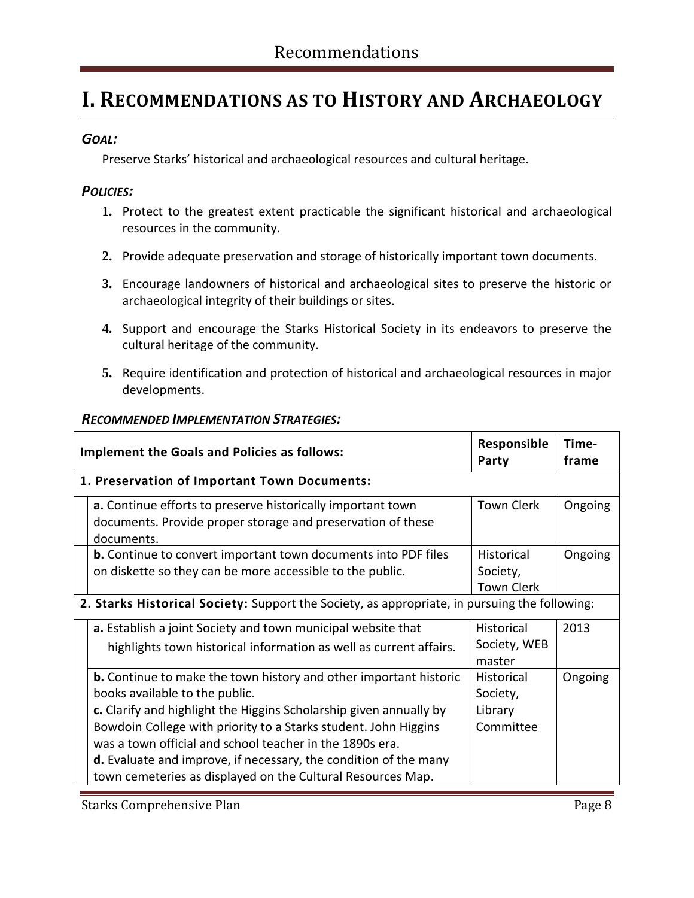# I. Recommendations as to History and Archaeology

### *Goal:*

Preserve Starks' historical and archaeological resources and cultural heritage.

### *Policies:*

1. Protect to the greatest extent practicable the significant historical and archaeological resources in the community.
2. Provide adequate preservation and storage of historically important town documents.
3. Encourage landowners of historical and archaeological sites to preserve the historic or archaeological integrity of their buildings or sites.
4. Support and encourage the Starks Historical Society in its endeavors to preserve the cultural heritage of the community.
5. Require identification and protection of historical and archaeological resources in major developments.

### *Recommended Implementation Strategies:*

| Implement the Goals and Policies as follows: | Responsible Party | Time-frame |
|---|---|---|
| **1. Preservation of Important Town Documents:** | | |
| **a.** Continue efforts to preserve historically important town documents. Provide proper storage and preservation of these documents. | Town Clerk | Ongoing |
| **b.** Continue to convert important town documents into PDF files on diskette so they can be more accessible to the public. | Historical Society, Town Clerk | Ongoing |
| **2. Starks Historical Society:** Support the Society, as appropriate, in pursuing the following: | | |
| **a.** Establish a joint Society and town municipal website that highlights town historical information as well as current affairs. | Historical Society, WEB master | 2013 |
| **b.** Continue to make the town history and other important historic books available to the public.<br>**c.** Clarify and highlight the Higgins Scholarship given annually by Bowdoin College with priority to a Starks student. John Higgins was a town official and school teacher in the 1890s era.<br>**d.** Evaluate and improve, if necessary, the condition of the many town cemeteries as displayed on the Cultural Resources Map. | Historical Society, Library Committee | Ongoing |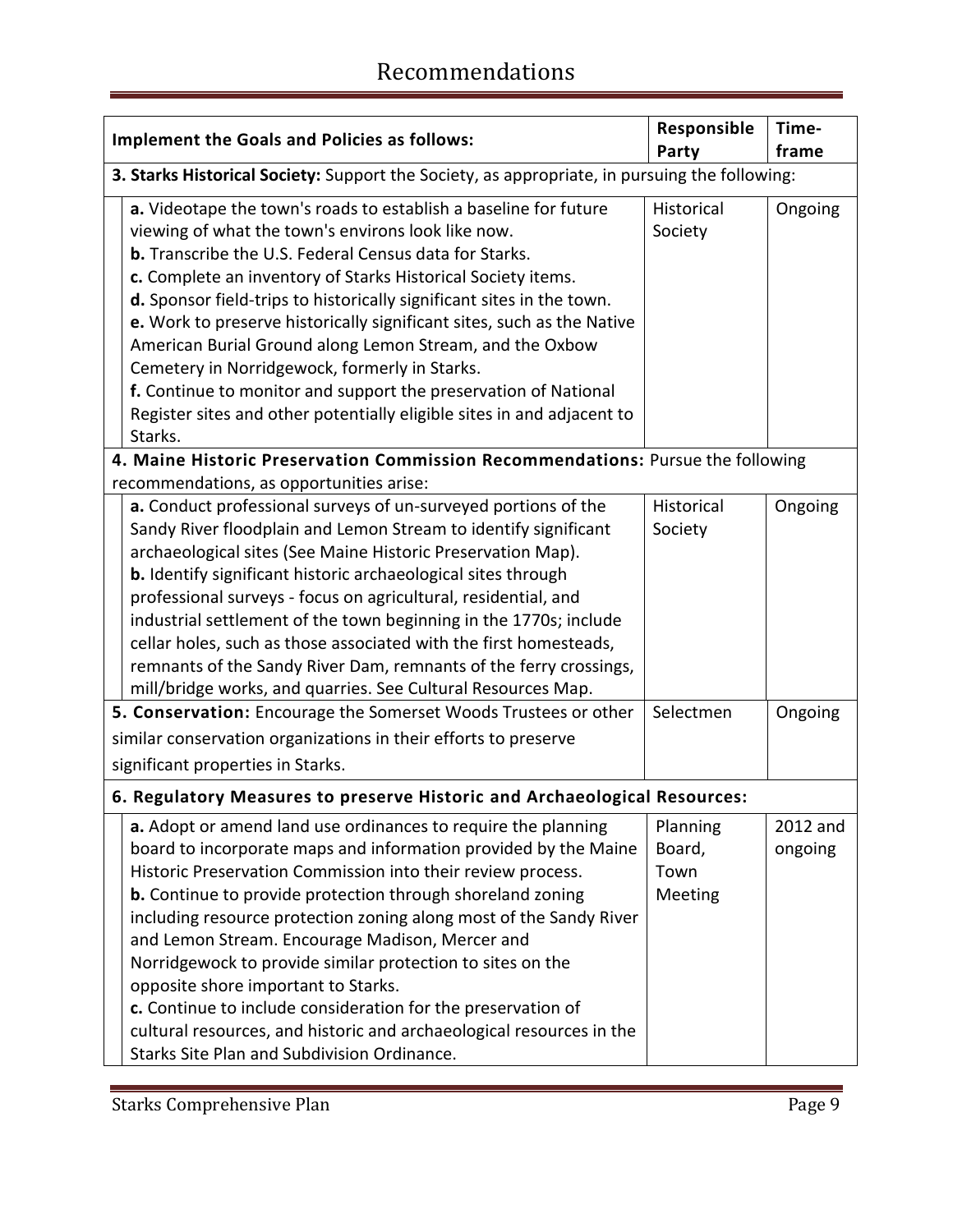# Recommendations

| Implement the Goals and Policies as follows: | Responsible Party | Time-frame |
|---|---|---|
| **3. Starks Historical Society:** Support the Society, as appropriate, in pursuing the following: | | |
| **a.** Videotape the town's roads to establish a baseline for future viewing of what the town's environs look like now.<br>**b.** Transcribe the U.S. Federal Census data for Starks.<br>**c.** Complete an inventory of Starks Historical Society items.<br>**d.** Sponsor field-trips to historically significant sites in the town.<br>**e.** Work to preserve historically significant sites, such as the Native American Burial Ground along Lemon Stream, and the Oxbow Cemetery in Norridgewock, formerly in Starks.<br>**f.** Continue to monitor and support the preservation of National Register sites and other potentially eligible sites in and adjacent to Starks. | Historical Society | Ongoing |
| **4. Maine Historic Preservation Commission Recommendations:** Pursue the following recommendations, as opportunities arise: | | |
| **a.** Conduct professional surveys of un-surveyed portions of the Sandy River floodplain and Lemon Stream to identify significant archaeological sites (See Maine Historic Preservation Map).<br>**b.** Identify significant historic archaeological sites through professional surveys - focus on agricultural, residential, and industrial settlement of the town beginning in the 1770s; include cellar holes, such as those associated with the first homesteads, remnants of the Sandy River Dam, remnants of the ferry crossings, mill/bridge works, and quarries. See Cultural Resources Map. | Historical Society | Ongoing |
| **5. Conservation:** Encourage the Somerset Woods Trustees or other similar conservation organizations in their efforts to preserve significant properties in Starks. | Selectmen | Ongoing |
| **6. Regulatory Measures to preserve Historic and Archaeological Resources:** | | |
| **a.** Adopt or amend land use ordinances to require the planning board to incorporate maps and information provided by the Maine Historic Preservation Commission into their review process.<br>**b.** Continue to provide protection through shoreland zoning including resource protection zoning along most of the Sandy River and Lemon Stream. Encourage Madison, Mercer and Norridgewock to provide similar protection to sites on the opposite shore important to Starks.<br>**c.** Continue to include consideration for the preservation of cultural resources, and historic and archaeological resources in the Starks Site Plan and Subdivision Ordinance. | Planning Board, Town Meeting | 2012 and ongoing |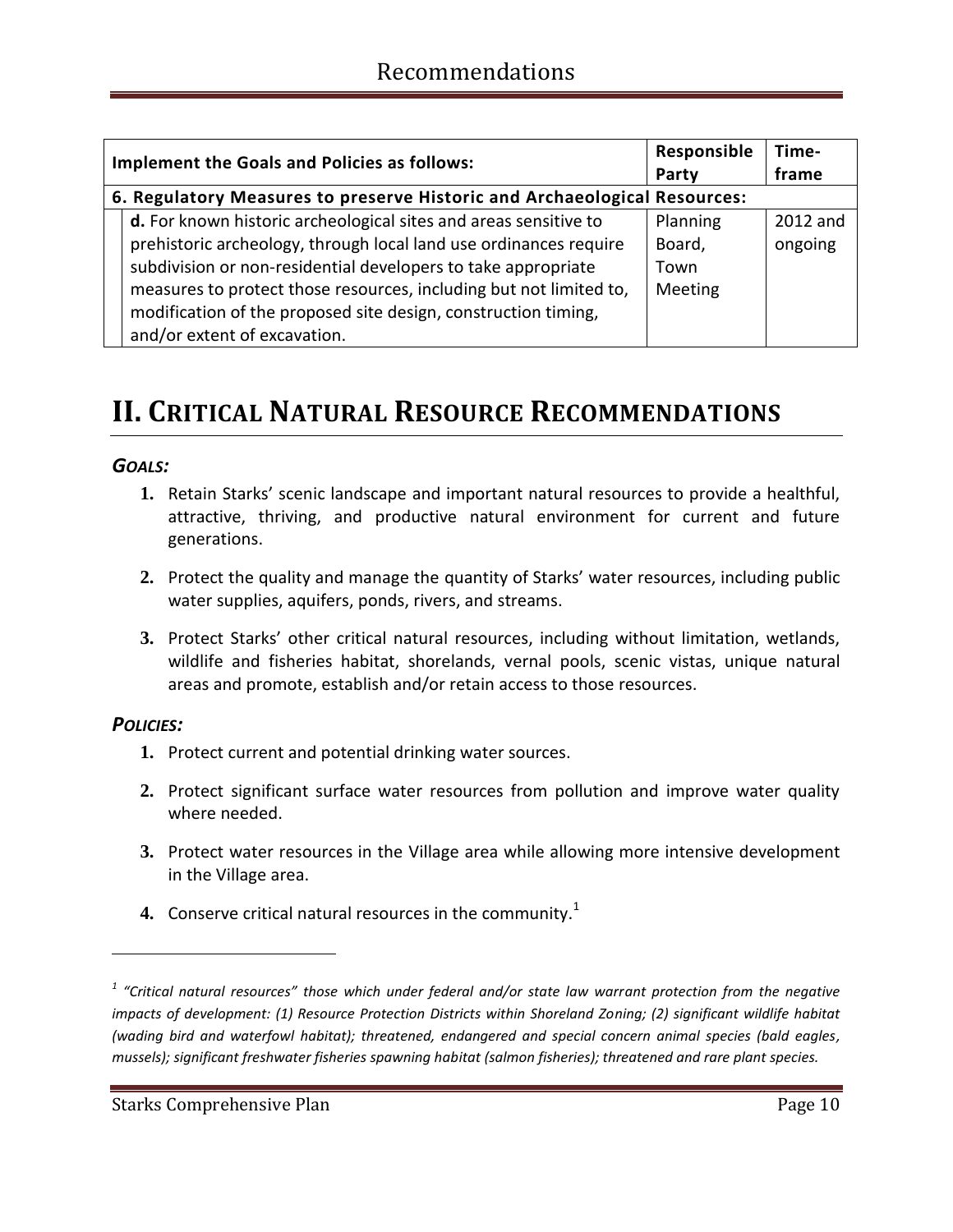| Implement the Goals and Policies as follows: | Responsible Party | Time-frame |
|---|---|---|
| **6. Regulatory Measures to preserve Historic and Archaeological Resources:** | | |
| **d.** For known historic archeological sites and areas sensitive to prehistoric archeology, through local land use ordinances require subdivision or non-residential developers to take appropriate measures to protect those resources, including but not limited to, modification of the proposed site design, construction timing, and/or extent of excavation. | Planning Board, Town Meeting | 2012 and ongoing |

# II. Critical Natural Resource Recommendations

### *Goals:*

1. Retain Starks' scenic landscape and important natural resources to provide a healthful, attractive, thriving, and productive natural environment for current and future generations.

2. Protect the quality and manage the quantity of Starks' water resources, including public water supplies, aquifers, ponds, rivers, and streams.

3. Protect Starks' other critical natural resources, including without limitation, wetlands, wildlife and fisheries habitat, shorelands, vernal pools, scenic vistas, unique natural areas and promote, establish and/or retain access to those resources.

### *Policies:*

1. Protect current and potential drinking water sources.

2. Protect significant surface water resources from pollution and improve water quality where needed.

3. Protect water resources in the Village area while allowing more intensive development in the Village area.

4. Conserve critical natural resources in the community.[1]

---

[1] *"Critical natural resources" those which under federal and/or state law warrant protection from the negative impacts of development: (1) Resource Protection Districts within Shoreland Zoning; (2) significant wildlife habitat (wading bird and waterfowl habitat); threatened, endangered and special concern animal species (bald eagles, mussels); significant freshwater fisheries spawning habitat (salmon fisheries); threatened and rare plant species.*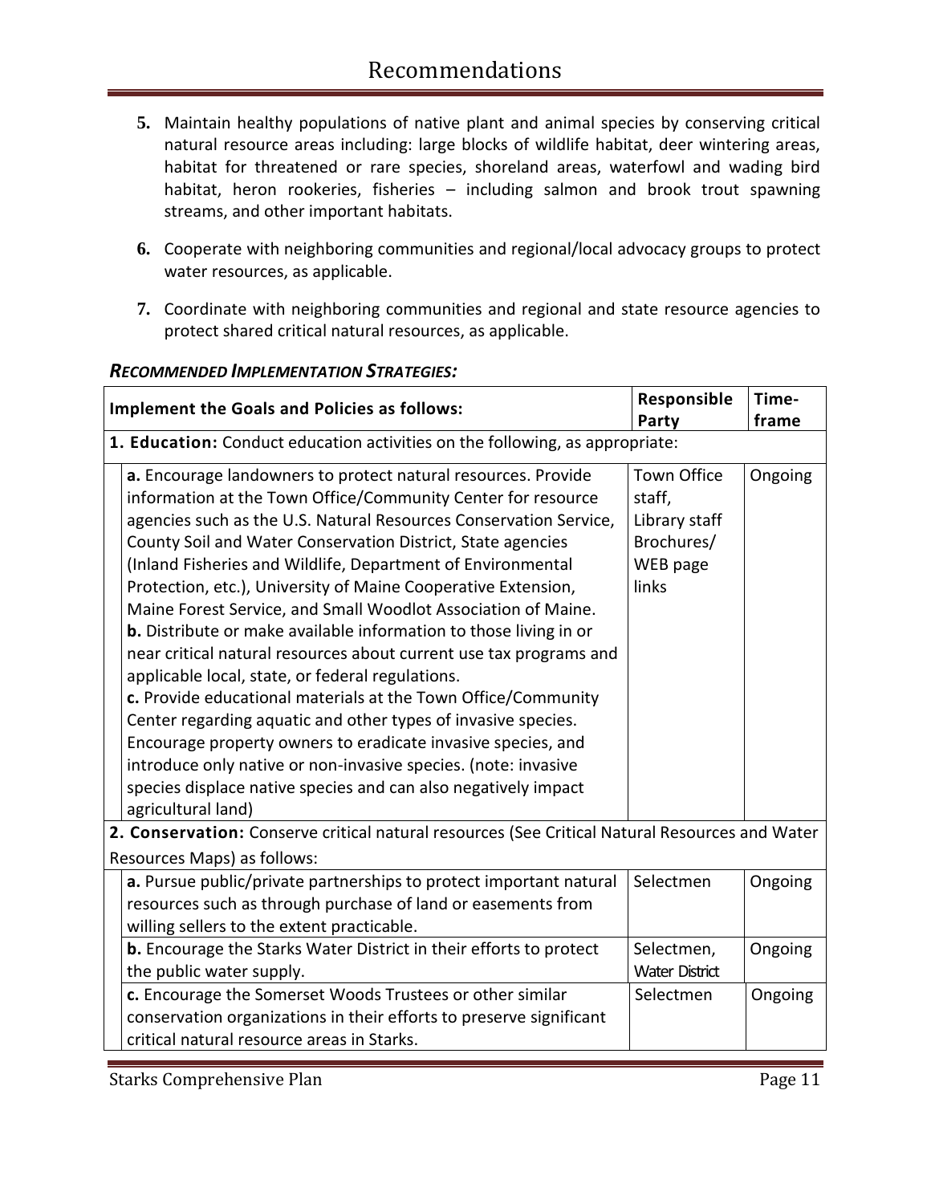5. Maintain healthy populations of native plant and animal species by conserving critical natural resource areas including: large blocks of wildlife habitat, deer wintering areas, habitat for threatened or rare species, shoreland areas, waterfowl and wading bird habitat, heron rookeries, fisheries – including salmon and brook trout spawning streams, and other important habitats.

6. Cooperate with neighboring communities and regional/local advocacy groups to protect water resources, as applicable.

7. Coordinate with neighboring communities and regional and state resource agencies to protect shared critical natural resources, as applicable.

### ***RECOMMENDED IMPLEMENTATION STRATEGIES:***

| Implement the Goals and Policies as follows: | Responsible Party | Time-frame |
|---|---|---|
| **1. Education:** Conduct education activities on the following, as appropriate: | | |
| **a.** Encourage landowners to protect natural resources. Provide information at the Town Office/Community Center for resource agencies such as the U.S. Natural Resources Conservation Service, County Soil and Water Conservation District, State agencies (Inland Fisheries and Wildlife, Department of Environmental Protection, etc.), University of Maine Cooperative Extension, Maine Forest Service, and Small Woodlot Association of Maine.<br>**b.** Distribute or make available information to those living in or near critical natural resources about current use tax programs and applicable local, state, or federal regulations.<br>**c.** Provide educational materials at the Town Office/Community Center regarding aquatic and other types of invasive species. Encourage property owners to eradicate invasive species, and introduce only native or non-invasive species. (note: invasive species displace native species and can also negatively impact agricultural land) | Town Office staff, Library staff Brochures/ WEB page links | Ongoing |
| **2. Conservation:** Conserve critical natural resources (See Critical Natural Resources and Water Resources Maps) as follows: | | |
| **a.** Pursue public/private partnerships to protect important natural resources such as through purchase of land or easements from willing sellers to the extent practicable. | Selectmen | Ongoing |
| **b.** Encourage the Starks Water District in their efforts to protect the public water supply. | Selectmen, Water District | Ongoing |
| **c.** Encourage the Somerset Woods Trustees or other similar conservation organizations in their efforts to preserve significant critical natural resource areas in Starks. | Selectmen | Ongoing |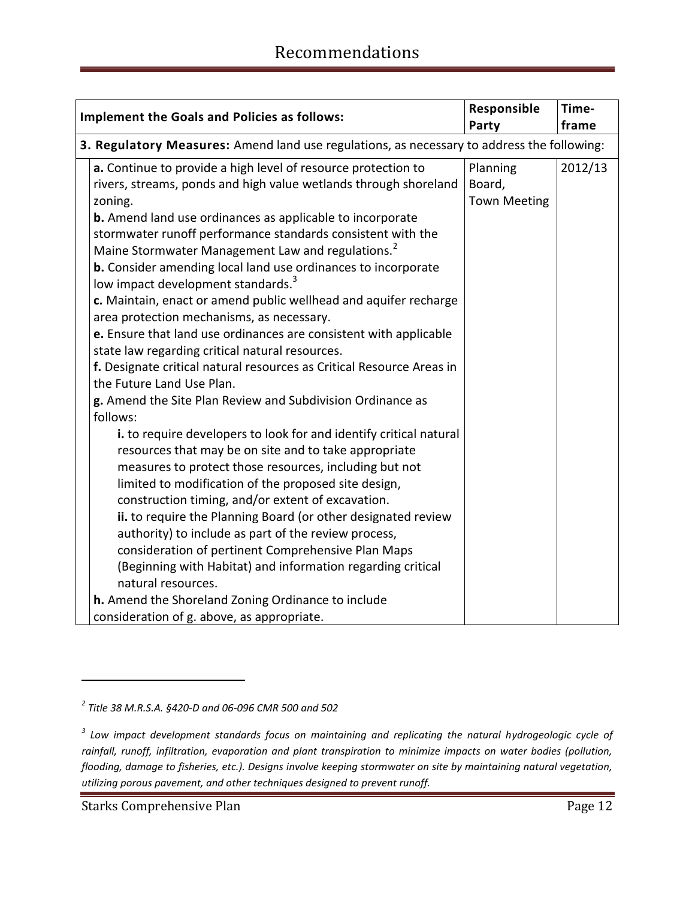# Recommendations

| Implement the Goals and Policies as follows: | Responsible Party | Time-frame |
|---|---|---|
| **3. Regulatory Measures:** Amend land use regulations, as necessary to address the following: | | |
| **a.** Continue to provide a high level of resource protection to rivers, streams, ponds and high value wetlands through shoreland zoning.<br>**b.** Amend land use ordinances as applicable to incorporate stormwater runoff performance standards consistent with the Maine Stormwater Management Law and regulations.[2]<br>**b.** Consider amending local land use ordinances to incorporate low impact development standards.[3]<br>**c.** Maintain, enact or amend public wellhead and aquifer recharge area protection mechanisms, as necessary.<br>**e.** Ensure that land use ordinances are consistent with applicable state law regarding critical natural resources.<br>**f.** Designate critical natural resources as Critical Resource Areas in the Future Land Use Plan.<br>**g.** Amend the Site Plan Review and Subdivision Ordinance as follows:<br>**i.** to require developers to look for and identify critical natural resources that may be on site and to take appropriate measures to protect those resources, including but not limited to modification of the proposed site design, construction timing, and/or extent of excavation.<br>**ii.** to require the Planning Board (or other designated review authority) to include as part of the review process, consideration of pertinent Comprehensive Plan Maps (Beginning with Habitat) and information regarding critical natural resources.<br>**h.** Amend the Shoreland Zoning Ordinance to include consideration of g. above, as appropriate. | Planning Board, Town Meeting | 2012/13 |

---

[2] *Title 38 M.R.S.A. §420-D and 06-096 CMR 500 and 502*

[3] *Low impact development standards focus on maintaining and replicating the natural hydrogeologic cycle of rainfall, runoff, infiltration, evaporation and plant transpiration to minimize impacts on water bodies (pollution, flooding, damage to fisheries, etc.). Designs involve keeping stormwater on site by maintaining natural vegetation, utilizing porous pavement, and other techniques designed to prevent runoff.*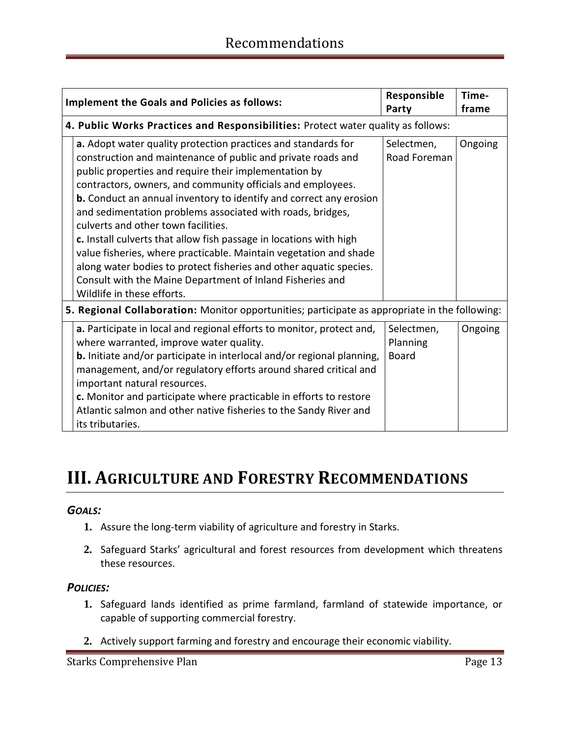| Implement the Goals and Policies as follows: | Responsible Party | Time-frame |
|---|---|---|
| **4. Public Works Practices and Responsibilities:** Protect water quality as follows: | | |
| **a.** Adopt water quality protection practices and standards for construction and maintenance of public and private roads and public properties and require their implementation by contractors, owners, and community officials and employees.<br>**b.** Conduct an annual inventory to identify and correct any erosion and sedimentation problems associated with roads, bridges, culverts and other town facilities.<br>**c.** Install culverts that allow fish passage in locations with high value fisheries, where practicable. Maintain vegetation and shade along water bodies to protect fisheries and other aquatic species. Consult with the Maine Department of Inland Fisheries and Wildlife in these efforts. | Selectmen, Road Foreman | Ongoing |
| **5. Regional Collaboration:** Monitor opportunities; participate as appropriate in the following: | | |
| **a.** Participate in local and regional efforts to monitor, protect and, where warranted, improve water quality.<br>**b.** Initiate and/or participate in interlocal and/or regional planning, management, and/or regulatory efforts around shared critical and important natural resources.<br>**c.** Monitor and participate where practicable in efforts to restore Atlantic salmon and other native fisheries to the Sandy River and its tributaries. | Selectmen, Planning Board | Ongoing |

# III. Agriculture and Forestry Recommendations

***Goals:***

1. Assure the long-term viability of agriculture and forestry in Starks.
2. Safeguard Starks' agricultural and forest resources from development which threatens these resources.

***Policies:***

1. Safeguard lands identified as prime farmland, farmland of statewide importance, or capable of supporting commercial forestry.
2. Actively support farming and forestry and encourage their economic viability.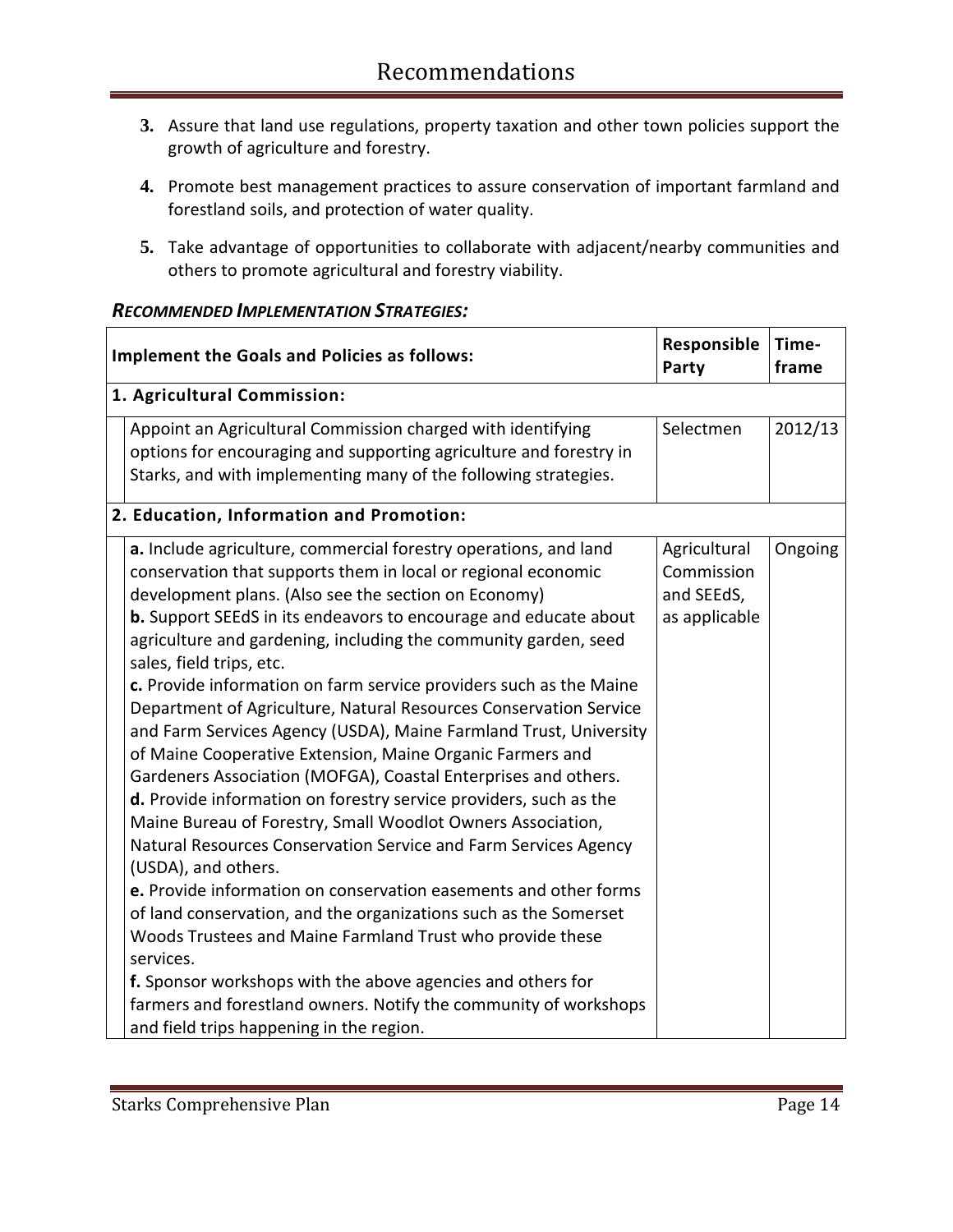3. Assure that land use regulations, property taxation and other town policies support the growth of agriculture and forestry.

4. Promote best management practices to assure conservation of important farmland and forestland soils, and protection of water quality.

5. Take advantage of opportunities to collaborate with adjacent/nearby communities and others to promote agricultural and forestry viability.

***RECOMMENDED IMPLEMENTATION STRATEGIES:***

| Implement the Goals and Policies as follows: | Responsible Party | Time-frame |
|---|---|---|
| **1. Agricultural Commission:** | | |
| Appoint an Agricultural Commission charged with identifying options for encouraging and supporting agriculture and forestry in Starks, and with implementing many of the following strategies. | Selectmen | 2012/13 |
| **2. Education, Information and Promotion:** | | |
| **a.** Include agriculture, commercial forestry operations, and land conservation that supports them in local or regional economic development plans. (Also see the section on Economy)<br>**b.** Support SEEdS in its endeavors to encourage and educate about agriculture and gardening, including the community garden, seed sales, field trips, etc.<br>**c.** Provide information on farm service providers such as the Maine Department of Agriculture, Natural Resources Conservation Service and Farm Services Agency (USDA), Maine Farmland Trust, University of Maine Cooperative Extension, Maine Organic Farmers and Gardeners Association (MOFGA), Coastal Enterprises and others.<br>**d.** Provide information on forestry service providers, such as the Maine Bureau of Forestry, Small Woodlot Owners Association, Natural Resources Conservation Service and Farm Services Agency (USDA), and others.<br>**e.** Provide information on conservation easements and other forms of land conservation, and the organizations such as the Somerset Woods Trustees and Maine Farmland Trust who provide these services.<br>**f.** Sponsor workshops with the above agencies and others for farmers and forestland owners. Notify the community of workshops and field trips happening in the region. | Agricultural Commission and SEEdS, as applicable | Ongoing |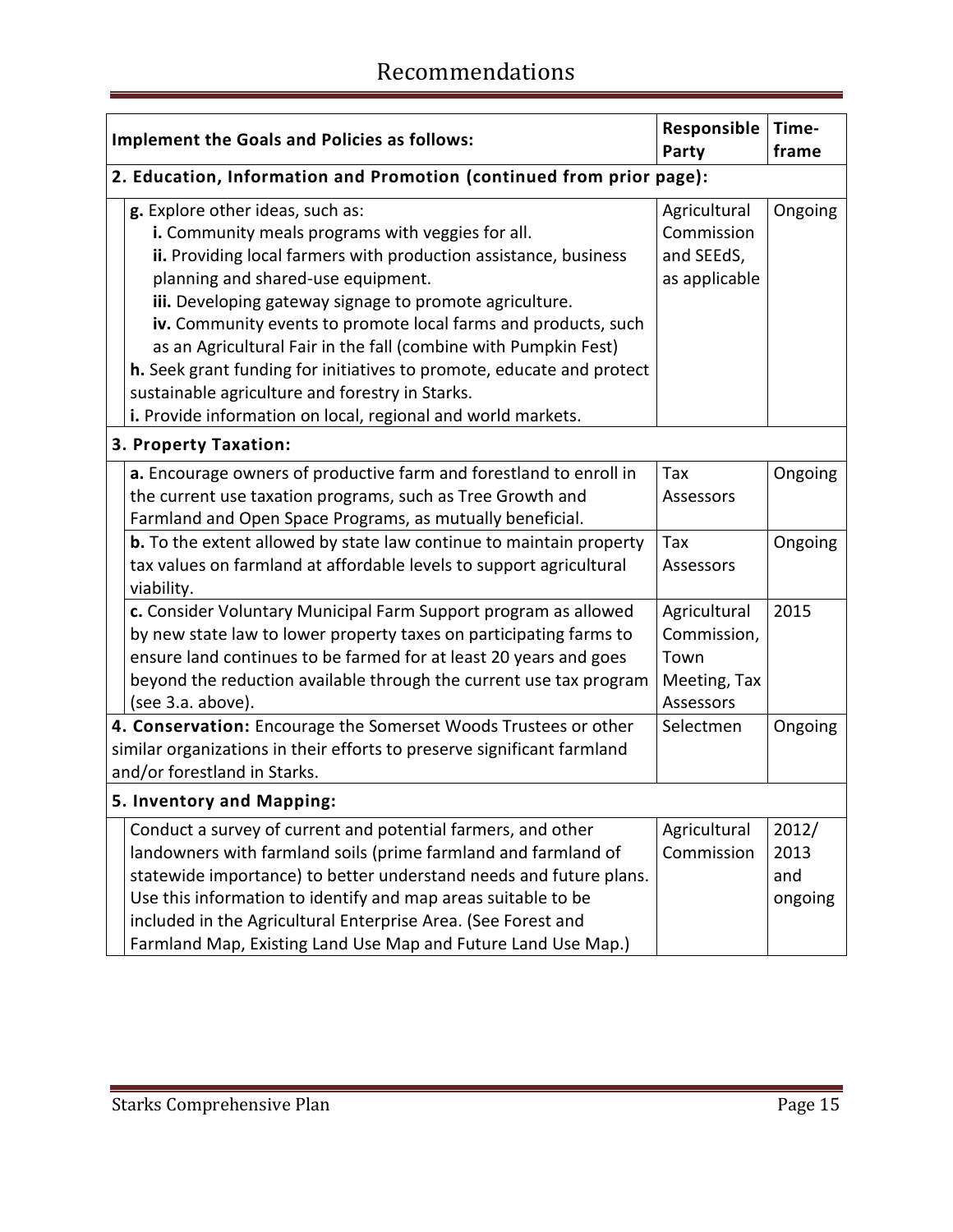# Recommendations

| Implement the Goals and Policies as follows: | Responsible Party | Time-frame |
|---|---|---|
| **2. Education, Information and Promotion (continued from prior page):** | | |
| **g.** Explore other ideas, such as:<br>**i.** Community meals programs with veggies for all.<br>**ii.** Providing local farmers with production assistance, business planning and shared-use equipment.<br>**iii.** Developing gateway signage to promote agriculture.<br>**iv.** Community events to promote local farms and products, such as an Agricultural Fair in the fall (combine with Pumpkin Fest)<br>**h.** Seek grant funding for initiatives to promote, educate and protect sustainable agriculture and forestry in Starks.<br>**i.** Provide information on local, regional and world markets. | Agricultural Commission and SEEdS, as applicable | Ongoing |
| **3. Property Taxation:** | | |
| **a.** Encourage owners of productive farm and forestland to enroll in the current use taxation programs, such as Tree Growth and Farmland and Open Space Programs, as mutually beneficial. | Tax Assessors | Ongoing |
| **b.** To the extent allowed by state law continue to maintain property tax values on farmland at affordable levels to support agricultural viability. | Tax Assessors | Ongoing |
| **c.** Consider Voluntary Municipal Farm Support program as allowed by new state law to lower property taxes on participating farms to ensure land continues to be farmed for at least 20 years and goes beyond the reduction available through the current use tax program (see 3.a. above). | Agricultural Commission, Town Meeting, Tax Assessors | 2015 |
| **4. Conservation:** Encourage the Somerset Woods Trustees or other similar organizations in their efforts to preserve significant farmland and/or forestland in Starks. | Selectmen | Ongoing |
| **5. Inventory and Mapping:** | | |
| Conduct a survey of current and potential farmers, and other landowners with farmland soils (prime farmland and farmland of statewide importance) to better understand needs and future plans. Use this information to identify and map areas suitable to be included in the Agricultural Enterprise Area. (See Forest and Farmland Map, Existing Land Use Map and Future Land Use Map.) | Agricultural Commission | 2012/ 2013 and ongoing |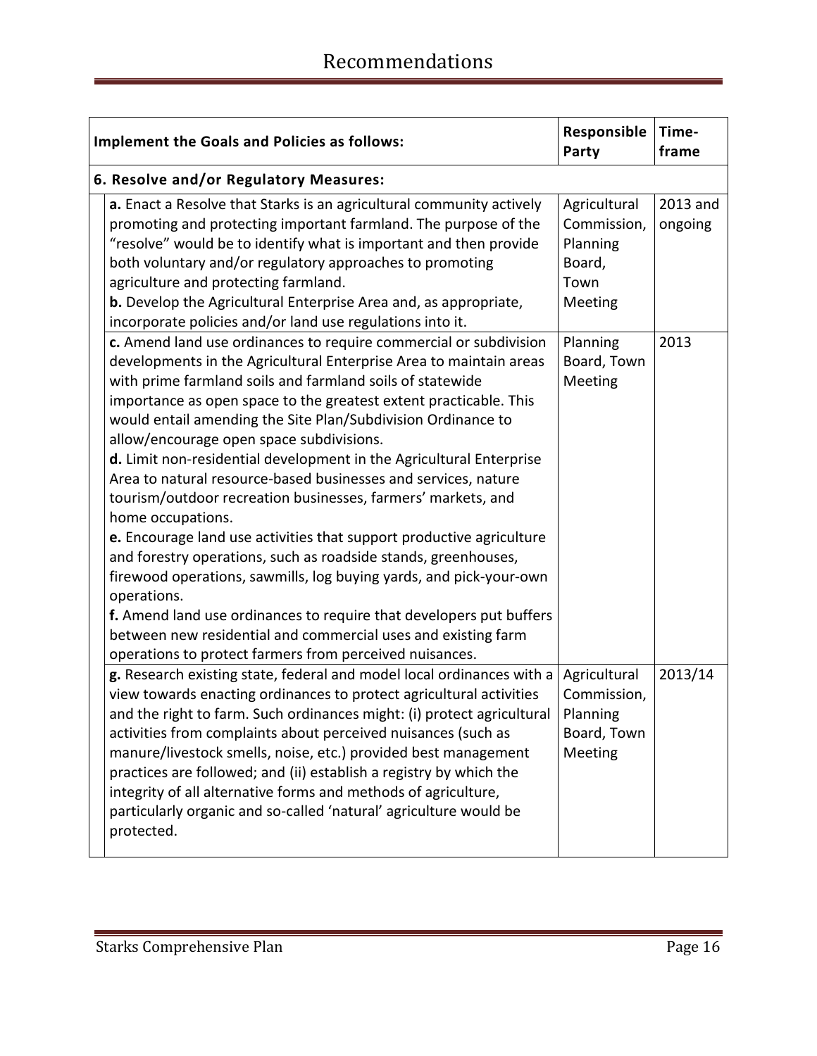# Recommendations

| Implement the Goals and Policies as follows: | Responsible Party | Time-frame |
|---|---|---|
| **6. Resolve and/or Regulatory Measures:** | | |
| **a.** Enact a Resolve that Starks is an agricultural community actively promoting and protecting important farmland. The purpose of the "resolve" would be to identify what is important and then provide both voluntary and/or regulatory approaches to promoting agriculture and protecting farmland.<br>**b.** Develop the Agricultural Enterprise Area and, as appropriate, incorporate policies and/or land use regulations into it. | Agricultural Commission, Planning Board, Town Meeting | 2013 and ongoing |
| **c.** Amend land use ordinances to require commercial or subdivision developments in the Agricultural Enterprise Area to maintain areas with prime farmland soils and farmland soils of statewide importance as open space to the greatest extent practicable. This would entail amending the Site Plan/Subdivision Ordinance to allow/encourage open space subdivisions.<br>**d.** Limit non-residential development in the Agricultural Enterprise Area to natural resource-based businesses and services, nature tourism/outdoor recreation businesses, farmers' markets, and home occupations.<br>**e.** Encourage land use activities that support productive agriculture and forestry operations, such as roadside stands, greenhouses, firewood operations, sawmills, log buying yards, and pick-your-own operations.<br>**f.** Amend land use ordinances to require that developers put buffers between new residential and commercial uses and existing farm operations to protect farmers from perceived nuisances. | Planning Board, Town Meeting | 2013 |
| **g.** Research existing state, federal and model local ordinances with a view towards enacting ordinances to protect agricultural activities and the right to farm. Such ordinances might: (i) protect agricultural activities from complaints about perceived nuisances (such as manure/livestock smells, noise, etc.) provided best management practices are followed; and (ii) establish a registry by which the integrity of all alternative forms and methods of agriculture, particularly organic and so-called 'natural' agriculture would be protected. | Agricultural Commission, Planning Board, Town Meeting | 2013/14 |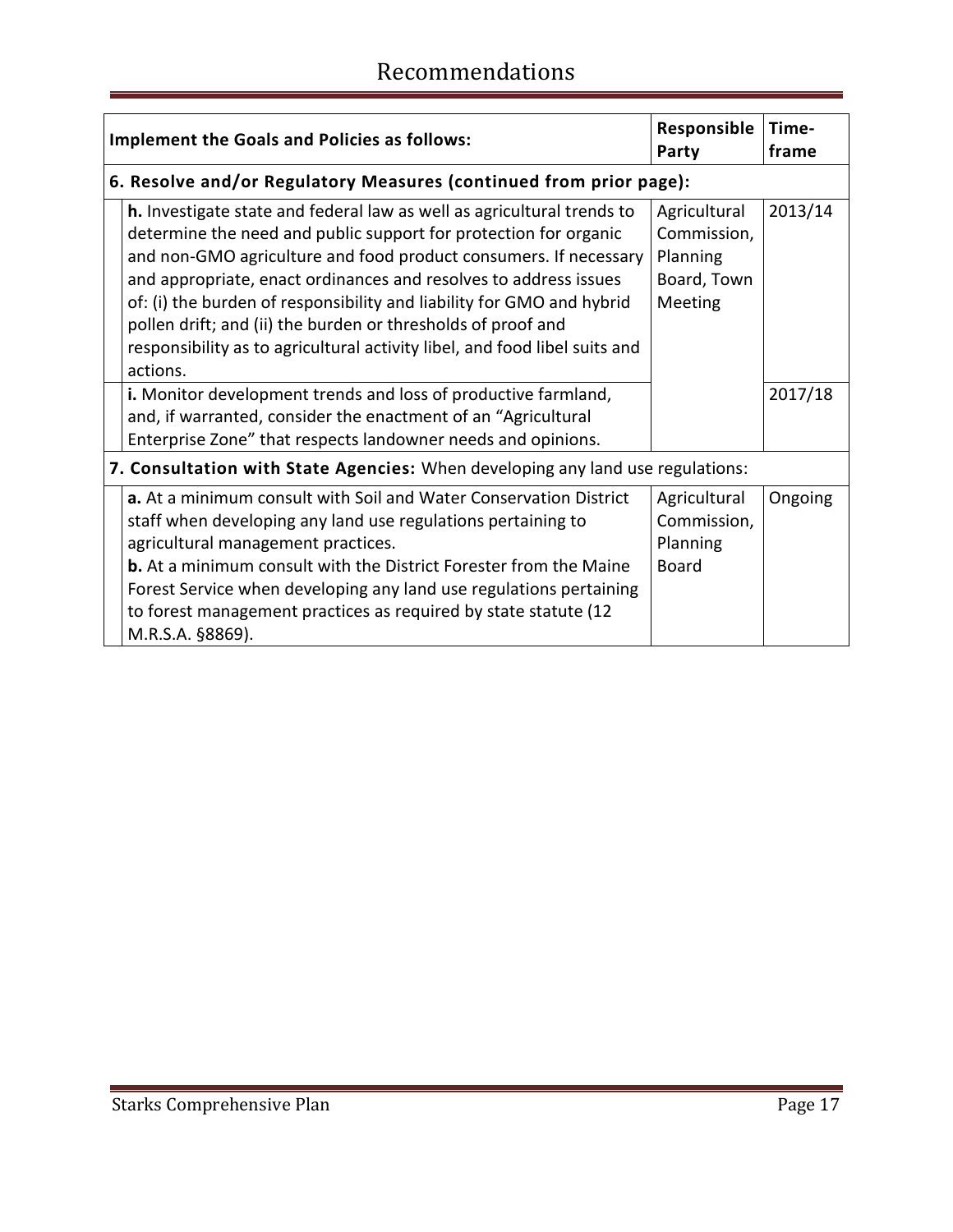# Recommendations

| Implement the Goals and Policies as follows: | Responsible Party | Time-frame |
|---|---|---|
| **6. Resolve and/or Regulatory Measures (continued from prior page):** | | |
| **h.** Investigate state and federal law as well as agricultural trends to determine the need and public support for protection for organic and non-GMO agriculture and food product consumers. If necessary and appropriate, enact ordinances and resolves to address issues of: (i) the burden of responsibility and liability for GMO and hybrid pollen drift; and (ii) the burden or thresholds of proof and responsibility as to agricultural activity libel, and food libel suits and actions. | Agricultural Commission, Planning Board, Town Meeting | 2013/14 |
| **i.** Monitor development trends and loss of productive farmland, and, if warranted, consider the enactment of an "Agricultural Enterprise Zone" that respects landowner needs and opinions. | | 2017/18 |
| **7. Consultation with State Agencies:** When developing any land use regulations: | | |
| **a.** At a minimum consult with Soil and Water Conservation District staff when developing any land use regulations pertaining to agricultural management practices.<br>**b.** At a minimum consult with the District Forester from the Maine Forest Service when developing any land use regulations pertaining to forest management practices as required by state statute (12 M.R.S.A. §8869). | Agricultural Commission, Planning Board | Ongoing |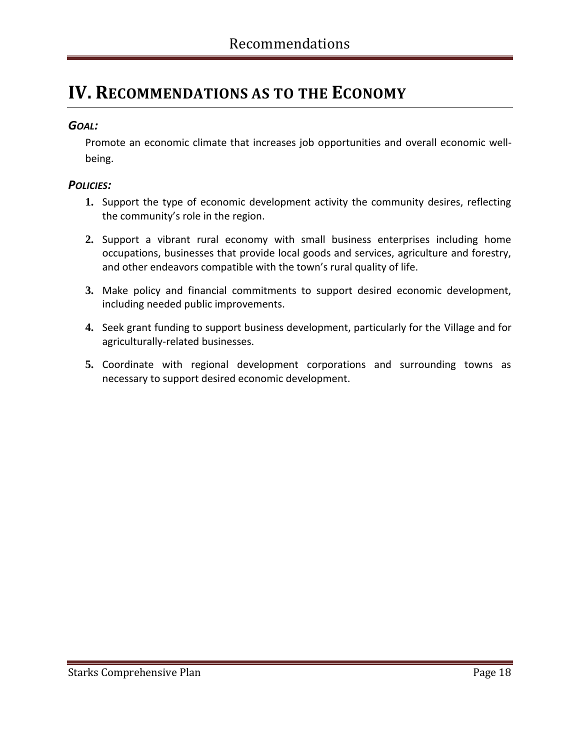# IV. Recommendations as to the Economy

***Goal:***

Promote an economic climate that increases job opportunities and overall economic well-being.

***Policies:***

1. Support the type of economic development activity the community desires, reflecting the community's role in the region.
2. Support a vibrant rural economy with small business enterprises including home occupations, businesses that provide local goods and services, agriculture and forestry, and other endeavors compatible with the town's rural quality of life.
3. Make policy and financial commitments to support desired economic development, including needed public improvements.
4. Seek grant funding to support business development, particularly for the Village and for agriculturally-related businesses.
5. Coordinate with regional development corporations and surrounding towns as necessary to support desired economic development.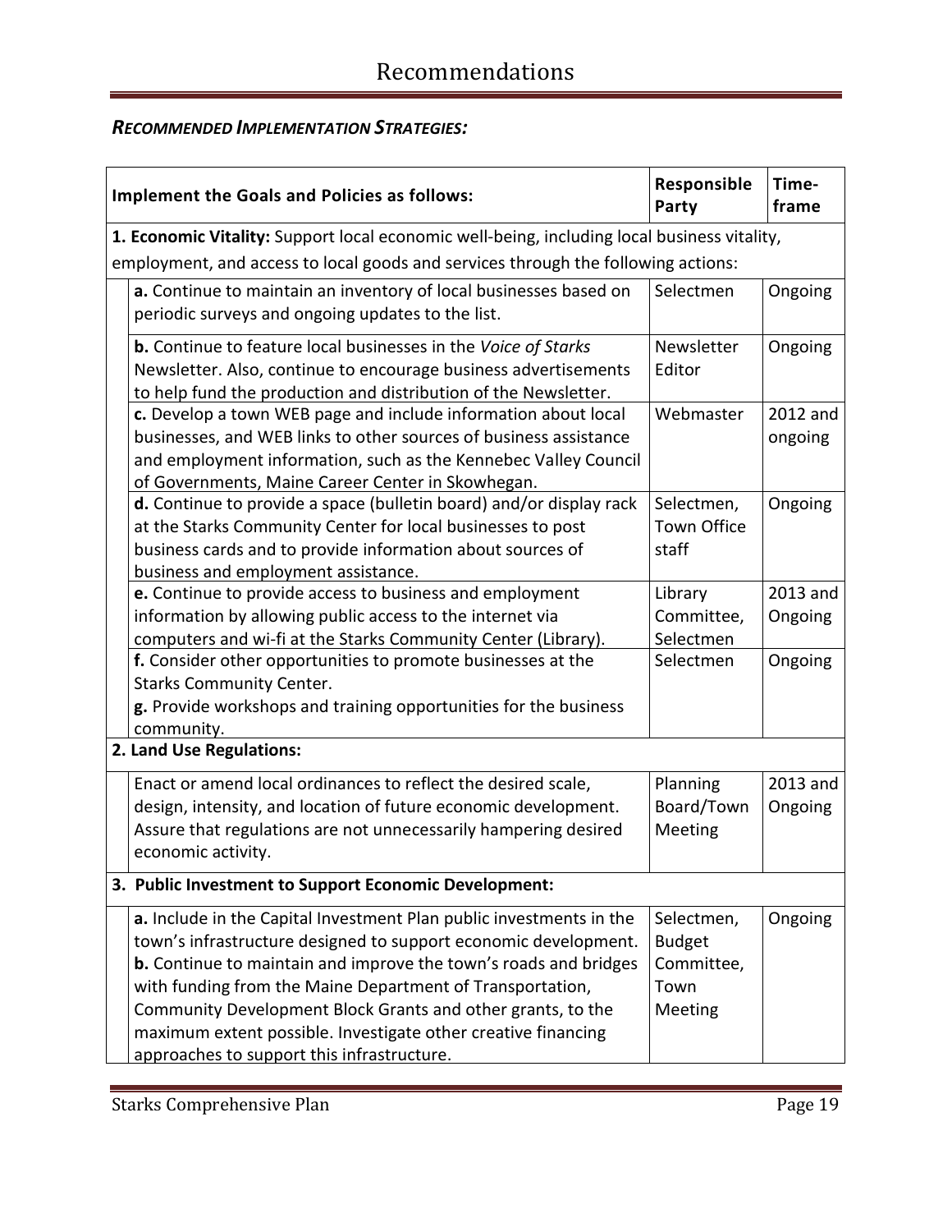# Recommendations

***RECOMMENDED IMPLEMENTATION STRATEGIES:***

| Implement the Goals and Policies as follows: | Responsible Party | Time-frame |
|---|---|---|
| **1. Economic Vitality:** Support local economic well-being, including local business vitality, employment, and access to local goods and services through the following actions: | | |
| **a.** Continue to maintain an inventory of local businesses based on periodic surveys and ongoing updates to the list. | Selectmen | Ongoing |
| **b.** Continue to feature local businesses in the *Voice of Starks* Newsletter. Also, continue to encourage business advertisements to help fund the production and distribution of the Newsletter. | Newsletter Editor | Ongoing |
| **c.** Develop a town WEB page and include information about local businesses, and WEB links to other sources of business assistance and employment information, such as the Kennebec Valley Council of Governments, Maine Career Center in Skowhegan. | Webmaster | 2012 and ongoing |
| **d.** Continue to provide a space (bulletin board) and/or display rack at the Starks Community Center for local businesses to post business cards and to provide information about sources of business and employment assistance. | Selectmen, Town Office staff | Ongoing |
| **e.** Continue to provide access to business and employment information by allowing public access to the internet via computers and wi-fi at the Starks Community Center (Library). | Library Committee, Selectmen | 2013 and Ongoing |
| **f.** Consider other opportunities to promote businesses at the Starks Community Center.<br>**g.** Provide workshops and training opportunities for the business community. | Selectmen | Ongoing |
| **2. Land Use Regulations:** | | |
| Enact or amend local ordinances to reflect the desired scale, design, intensity, and location of future economic development. Assure that regulations are not unnecessarily hampering desired economic activity. | Planning Board/Town Meeting | 2013 and Ongoing |
| **3. Public Investment to Support Economic Development:** | | |
| **a.** Include in the Capital Investment Plan public investments in the town's infrastructure designed to support economic development.<br>**b.** Continue to maintain and improve the town's roads and bridges with funding from the Maine Department of Transportation, Community Development Block Grants and other grants, to the maximum extent possible. Investigate other creative financing approaches to support this infrastructure. | Selectmen, Budget Committee, Town Meeting | Ongoing |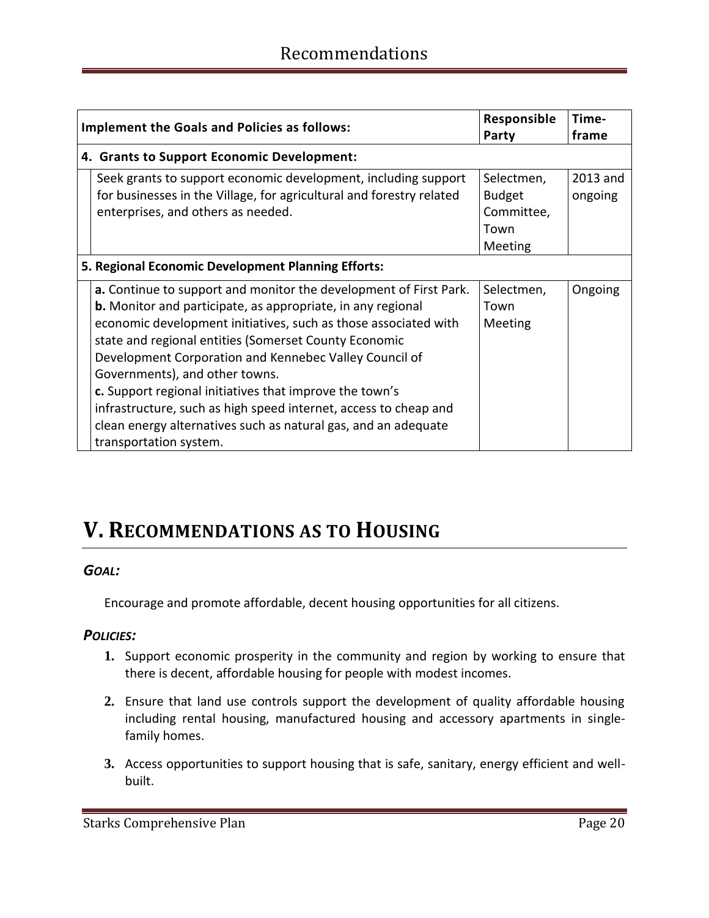| Implement the Goals and Policies as follows: | Responsible Party | Time-frame |
|---|---|---|
| **4. Grants to Support Economic Development:** | | |
| Seek grants to support economic development, including support for businesses in the Village, for agricultural and forestry related enterprises, and others as needed. | Selectmen, Budget Committee, Town Meeting | 2013 and ongoing |
| **5. Regional Economic Development Planning Efforts:** | | |
| **a.** Continue to support and monitor the development of First Park. **b.** Monitor and participate, as appropriate, in any regional economic development initiatives, such as those associated with state and regional entities (Somerset County Economic Development Corporation and Kennebec Valley Council of Governments), and other towns. **c.** Support regional initiatives that improve the town's infrastructure, such as high speed internet, access to cheap and clean energy alternatives such as natural gas, and an adequate transportation system. | Selectmen, Town Meeting | Ongoing |

# V. Recommendations as to Housing

### *Goal:*

Encourage and promote affordable, decent housing opportunities for all citizens.

### *Policies:*

1. Support economic prosperity in the community and region by working to ensure that there is decent, affordable housing for people with modest incomes.
2. Ensure that land use controls support the development of quality affordable housing including rental housing, manufactured housing and accessory apartments in single-family homes.
3. Access opportunities to support housing that is safe, sanitary, energy efficient and well-built.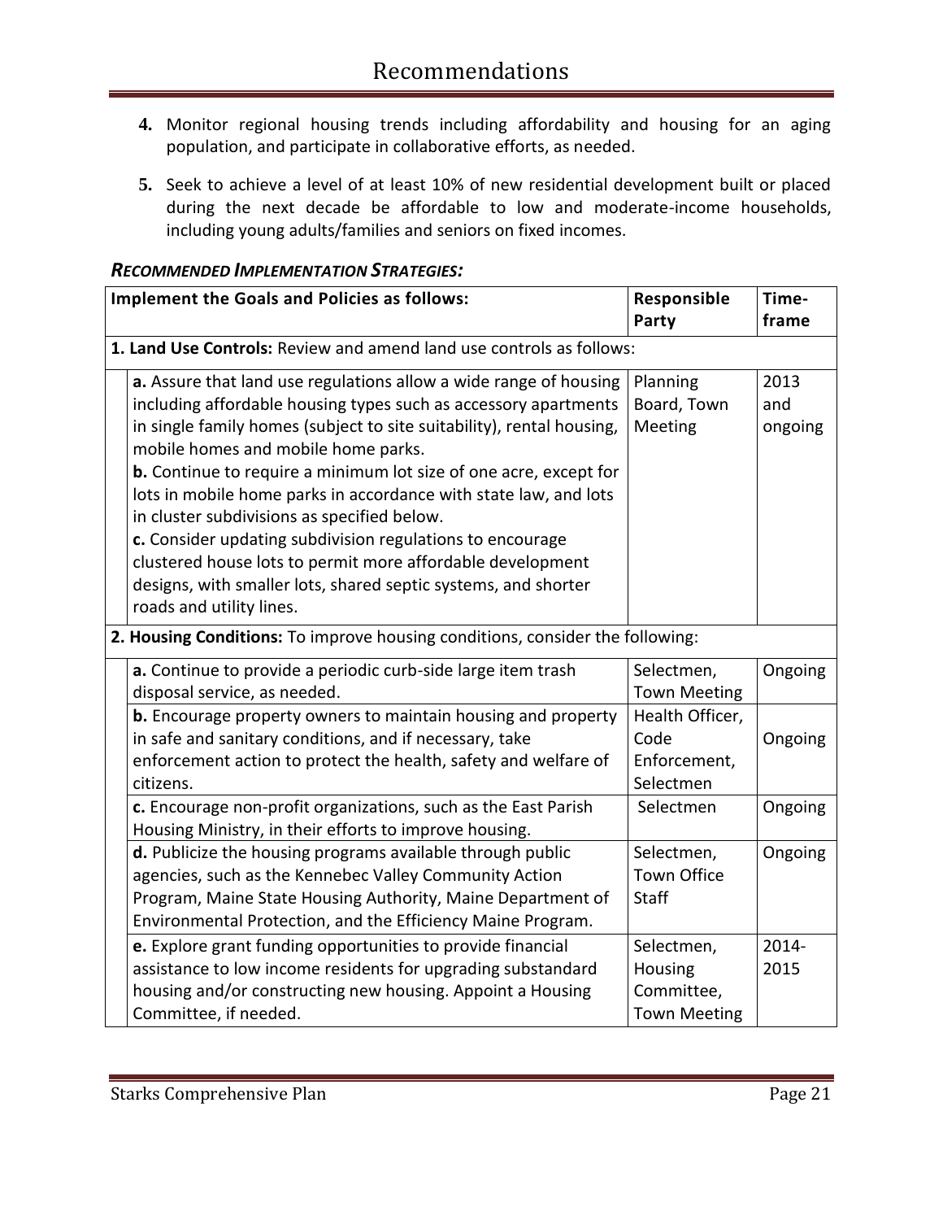# Recommendations

4. Monitor regional housing trends including affordability and housing for an aging population, and participate in collaborative efforts, as needed.

5. Seek to achieve a level of at least 10% of new residential development built or placed during the next decade be affordable to low and moderate-income households, including young adults/families and seniors on fixed incomes.

### *RECOMMENDED IMPLEMENTATION STRATEGIES:*

| Implement the Goals and Policies as follows: | Responsible Party | Time-frame |
|---|---|---|
| **1. Land Use Controls:** Review and amend land use controls as follows: | | |
| **a.** Assure that land use regulations allow a wide range of housing including affordable housing types such as accessory apartments in single family homes (subject to site suitability), rental housing, mobile homes and mobile home parks.<br>**b.** Continue to require a minimum lot size of one acre, except for lots in mobile home parks in accordance with state law, and lots in cluster subdivisions as specified below.<br>**c.** Consider updating subdivision regulations to encourage clustered house lots to permit more affordable development designs, with smaller lots, shared septic systems, and shorter roads and utility lines. | Planning Board, Town Meeting | 2013 and ongoing |
| **2. Housing Conditions:** To improve housing conditions, consider the following: | | |
| **a.** Continue to provide a periodic curb-side large item trash disposal service, as needed. | Selectmen, Town Meeting | Ongoing |
| **b.** Encourage property owners to maintain housing and property in safe and sanitary conditions, and if necessary, take enforcement action to protect the health, safety and welfare of citizens. | Health Officer, Code Enforcement, Selectmen | Ongoing |
| **c.** Encourage non-profit organizations, such as the East Parish Housing Ministry, in their efforts to improve housing. | Selectmen | Ongoing |
| **d.** Publicize the housing programs available through public agencies, such as the Kennebec Valley Community Action Program, Maine State Housing Authority, Maine Department of Environmental Protection, and the Efficiency Maine Program. | Selectmen, Town Office Staff | Ongoing |
| **e.** Explore grant funding opportunities to provide financial assistance to low income residents for upgrading substandard housing and/or constructing new housing. Appoint a Housing Committee, if needed. | Selectmen, Housing Committee, Town Meeting | 2014-2015 |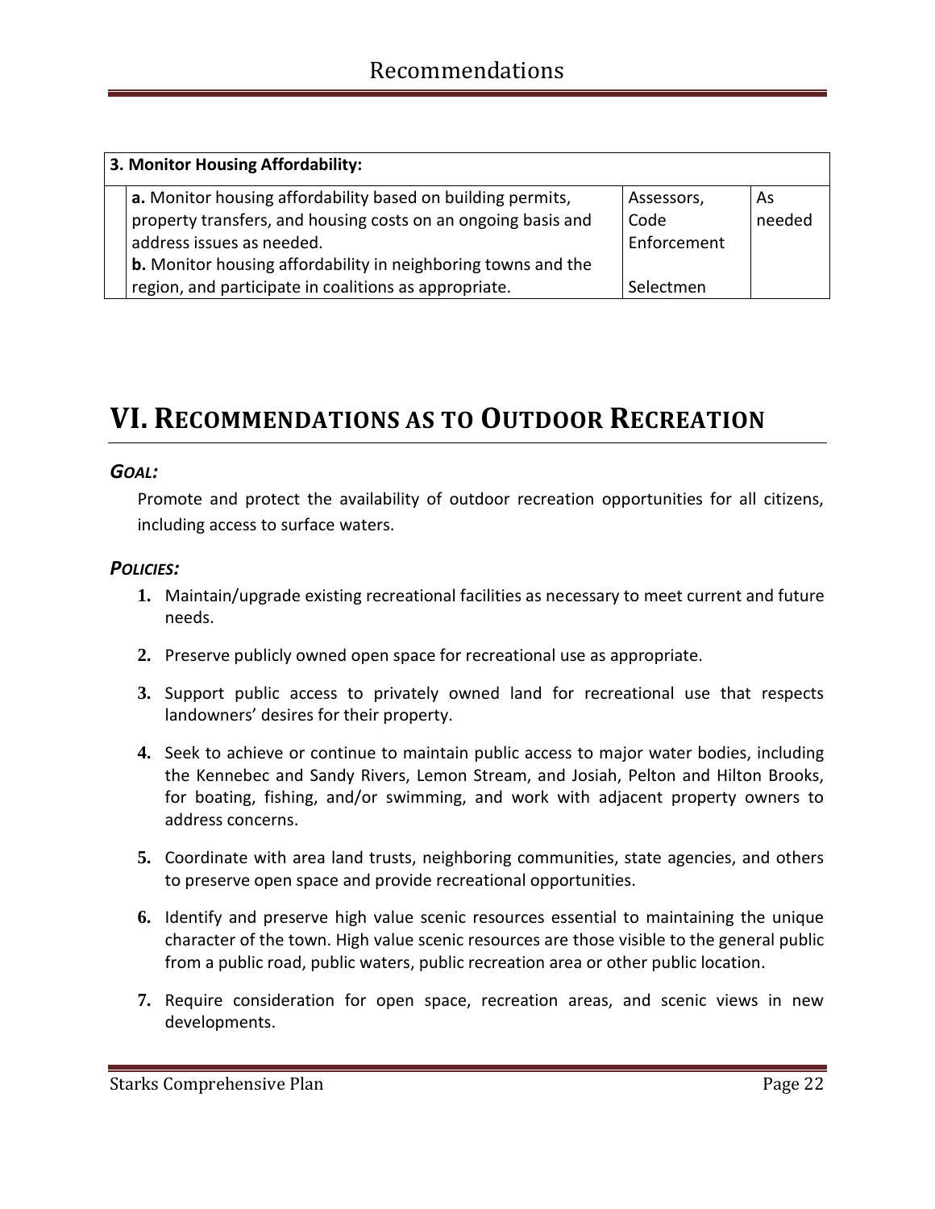| 3. Monitor Housing Affordability: | | |
|---|---|---|
| **a.** Monitor housing affordability based on building permits, property transfers, and housing costs on an ongoing basis and address issues as needed. | Assessors, Code Enforcement | As needed |
| **b.** Monitor housing affordability in neighboring towns and the region, and participate in coalitions as appropriate. | Selectmen | |

# VI. Recommendations as to Outdoor Recreation

***Goal:***

Promote and protect the availability of outdoor recreation opportunities for all citizens, including access to surface waters.

***Policies:***

1. Maintain/upgrade existing recreational facilities as necessary to meet current and future needs.
2. Preserve publicly owned open space for recreational use as appropriate.
3. Support public access to privately owned land for recreational use that respects landowners' desires for their property.
4. Seek to achieve or continue to maintain public access to major water bodies, including the Kennebec and Sandy Rivers, Lemon Stream, and Josiah, Pelton and Hilton Brooks, for boating, fishing, and/or swimming, and work with adjacent property owners to address concerns.
5. Coordinate with area land trusts, neighboring communities, state agencies, and others to preserve open space and provide recreational opportunities.
6. Identify and preserve high value scenic resources essential to maintaining the unique character of the town. High value scenic resources are those visible to the general public from a public road, public waters, public recreation area or other public location.
7. Require consideration for open space, recreation areas, and scenic views in new developments.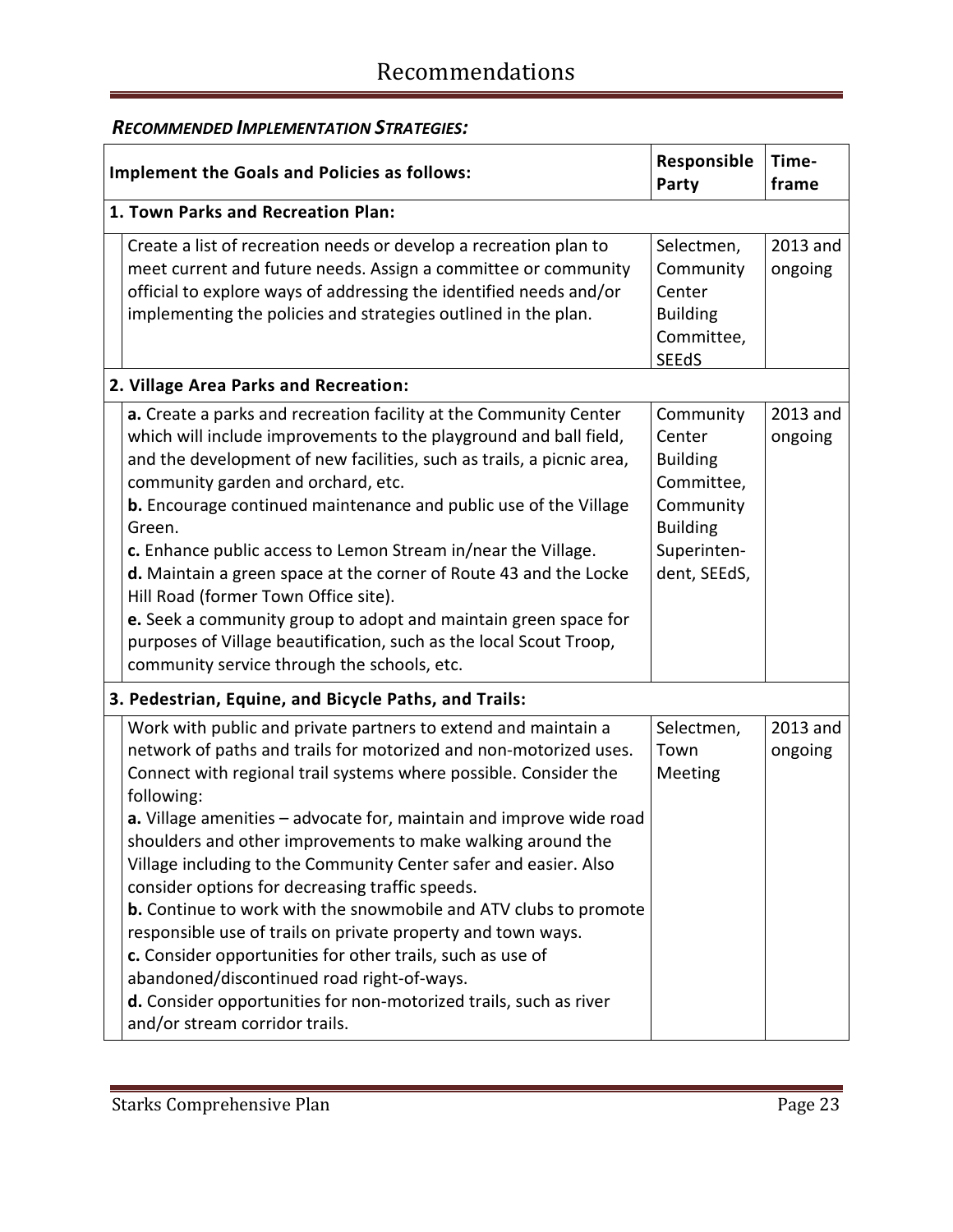# Recommendations

***RECOMMENDED IMPLEMENTATION STRATEGIES:***

| Implement the Goals and Policies as follows: | Responsible Party | Time-frame |
|---|---|---|
| **1. Town Parks and Recreation Plan:** | | |
| Create a list of recreation needs or develop a recreation plan to meet current and future needs. Assign a committee or community official to explore ways of addressing the identified needs and/or implementing the policies and strategies outlined in the plan. | Selectmen, Community Center Building Committee, SEEdS | 2013 and ongoing |
| **2. Village Area Parks and Recreation:** | | |
| **a.** Create a parks and recreation facility at the Community Center which will include improvements to the playground and ball field, and the development of new facilities, such as trails, a picnic area, community garden and orchard, etc.<br>**b.** Encourage continued maintenance and public use of the Village Green.<br>**c.** Enhance public access to Lemon Stream in/near the Village.<br>**d.** Maintain a green space at the corner of Route 43 and the Locke Hill Road (former Town Office site).<br>**e.** Seek a community group to adopt and maintain green space for purposes of Village beautification, such as the local Scout Troop, community service through the schools, etc. | Community Center Building Committee, Community Building Superinten-dent, SEEdS, | 2013 and ongoing |
| **3. Pedestrian, Equine, and Bicycle Paths, and Trails:** | | |
| Work with public and private partners to extend and maintain a network of paths and trails for motorized and non-motorized uses. Connect with regional trail systems where possible. Consider the following:<br>**a.** Village amenities – advocate for, maintain and improve wide road shoulders and other improvements to make walking around the Village including to the Community Center safer and easier. Also consider options for decreasing traffic speeds.<br>**b.** Continue to work with the snowmobile and ATV clubs to promote responsible use of trails on private property and town ways.<br>**c.** Consider opportunities for other trails, such as use of abandoned/discontinued road right-of-ways.<br>**d.** Consider opportunities for non-motorized trails, such as river and/or stream corridor trails. | Selectmen, Town Meeting | 2013 and ongoing |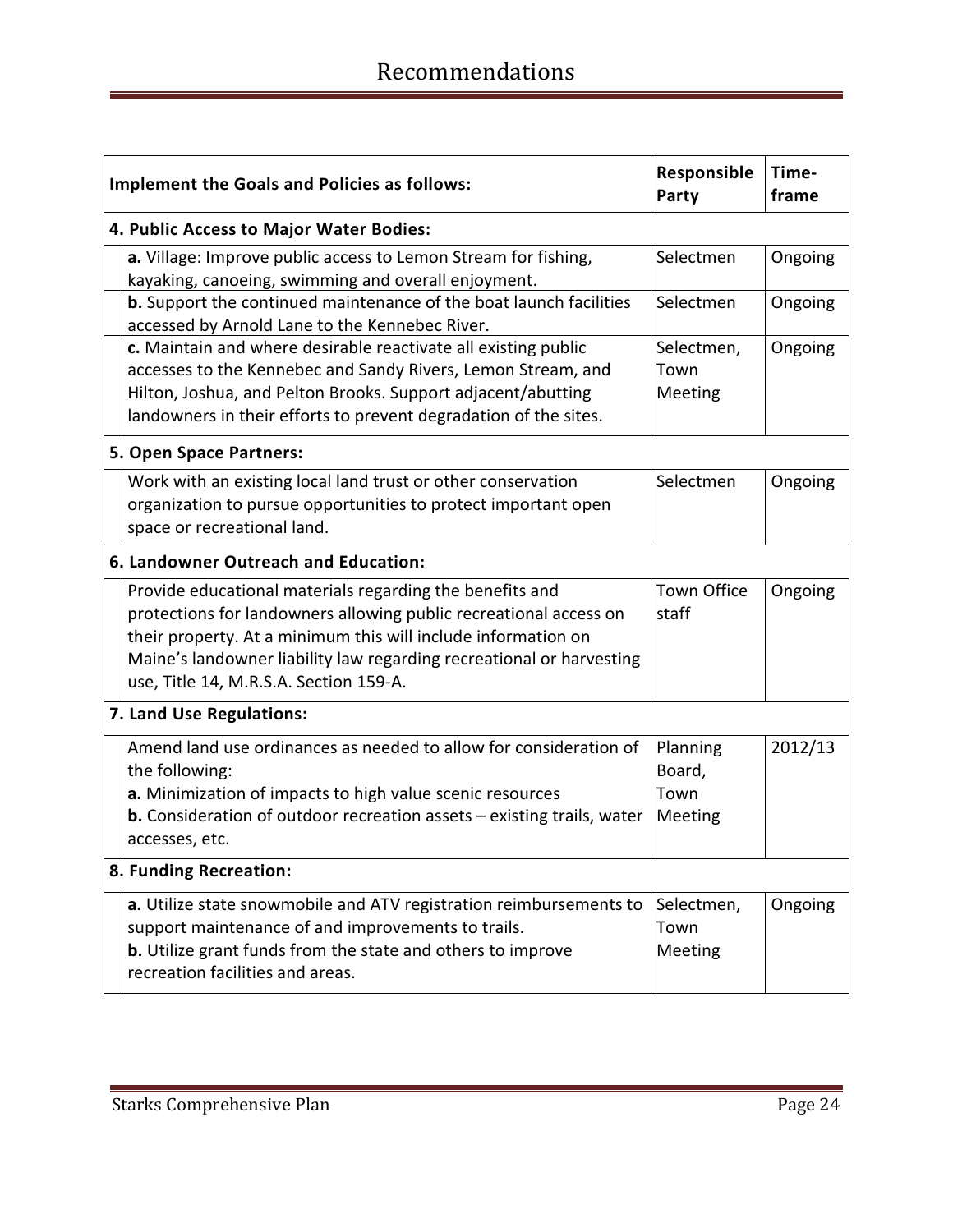# Recommendations

| Implement the Goals and Policies as follows: | Responsible Party | Time-frame |
|---|---|---|
| **4. Public Access to Major Water Bodies:** | | |
| **a.** Village: Improve public access to Lemon Stream for fishing, kayaking, canoeing, swimming and overall enjoyment. | Selectmen | Ongoing |
| **b.** Support the continued maintenance of the boat launch facilities accessed by Arnold Lane to the Kennebec River. | Selectmen | Ongoing |
| **c.** Maintain and where desirable reactivate all existing public accesses to the Kennebec and Sandy Rivers, Lemon Stream, and Hilton, Joshua, and Pelton Brooks. Support adjacent/abutting landowners in their efforts to prevent degradation of the sites. | Selectmen, Town Meeting | Ongoing |
| **5. Open Space Partners:** | | |
| Work with an existing local land trust or other conservation organization to pursue opportunities to protect important open space or recreational land. | Selectmen | Ongoing |
| **6. Landowner Outreach and Education:** | | |
| Provide educational materials regarding the benefits and protections for landowners allowing public recreational access on their property. At a minimum this will include information on Maine's landowner liability law regarding recreational or harvesting use, Title 14, M.R.S.A. Section 159-A. | Town Office staff | Ongoing |
| **7. Land Use Regulations:** | | |
| Amend land use ordinances as needed to allow for consideration of the following:<br>**a.** Minimization of impacts to high value scenic resources<br>**b.** Consideration of outdoor recreation assets – existing trails, water accesses, etc. | Planning Board, Town Meeting | 2012/13 |
| **8. Funding Recreation:** | | |
| **a.** Utilize state snowmobile and ATV registration reimbursements to support maintenance of and improvements to trails.<br>**b.** Utilize grant funds from the state and others to improve recreation facilities and areas. | Selectmen, Town Meeting | Ongoing |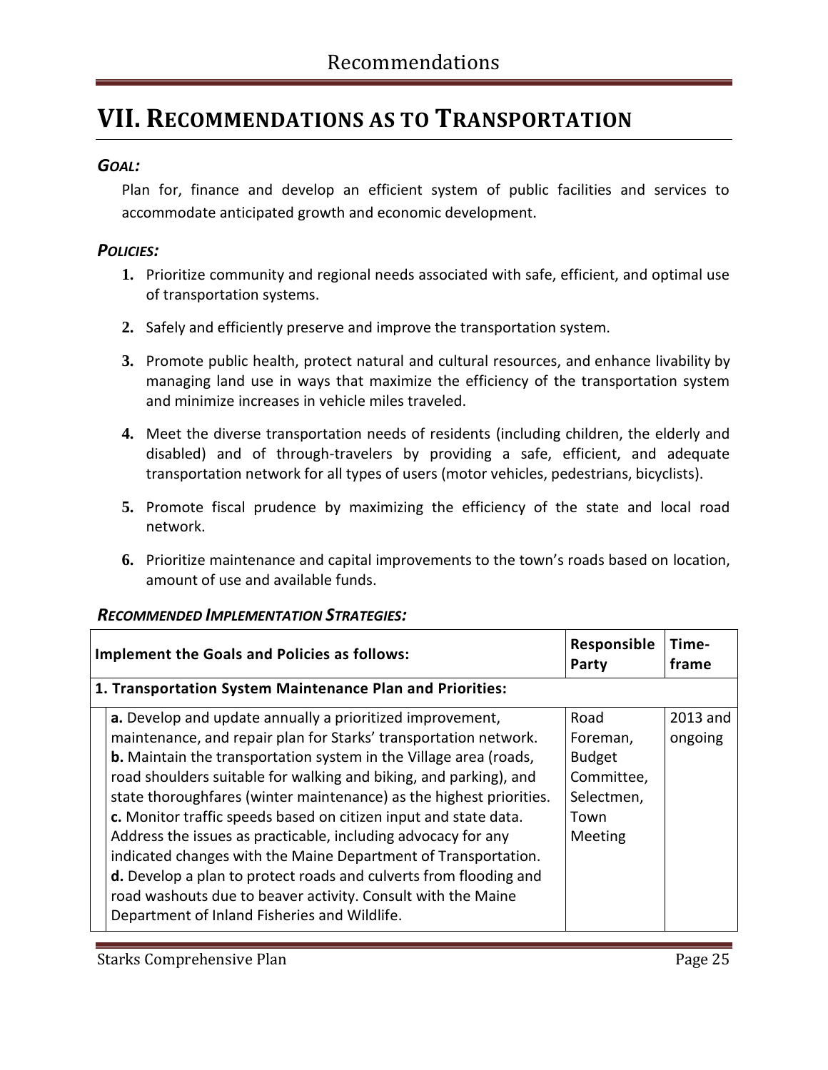# VII. Recommendations as to Transportation

***Goal:***

Plan for, finance and develop an efficient system of public facilities and services to accommodate anticipated growth and economic development.

***Policies:***

1. Prioritize community and regional needs associated with safe, efficient, and optimal use of transportation systems.
2. Safely and efficiently preserve and improve the transportation system.
3. Promote public health, protect natural and cultural resources, and enhance livability by managing land use in ways that maximize the efficiency of the transportation system and minimize increases in vehicle miles traveled.
4. Meet the diverse transportation needs of residents (including children, the elderly and disabled) and of through-travelers by providing a safe, efficient, and adequate transportation network for all types of users (motor vehicles, pedestrians, bicyclists).
5. Promote fiscal prudence by maximizing the efficiency of the state and local road network.
6. Prioritize maintenance and capital improvements to the town's roads based on location, amount of use and available funds.

***Recommended Implementation Strategies:***

| Implement the Goals and Policies as follows: | Responsible Party | Time-frame |
|---|---|---|
| **1. Transportation System Maintenance Plan and Priorities:** | | |
| **a.** Develop and update annually a prioritized improvement, maintenance, and repair plan for Starks' transportation network.<br>**b.** Maintain the transportation system in the Village area (roads, road shoulders suitable for walking and biking, and parking), and state thoroughfares (winter maintenance) as the highest priorities.<br>**c.** Monitor traffic speeds based on citizen input and state data. Address the issues as practicable, including advocacy for any indicated changes with the Maine Department of Transportation.<br>**d.** Develop a plan to protect roads and culverts from flooding and road washouts due to beaver activity. Consult with the Maine Department of Inland Fisheries and Wildlife. | Road Foreman, Budget Committee, Selectmen, Town Meeting | 2013 and ongoing |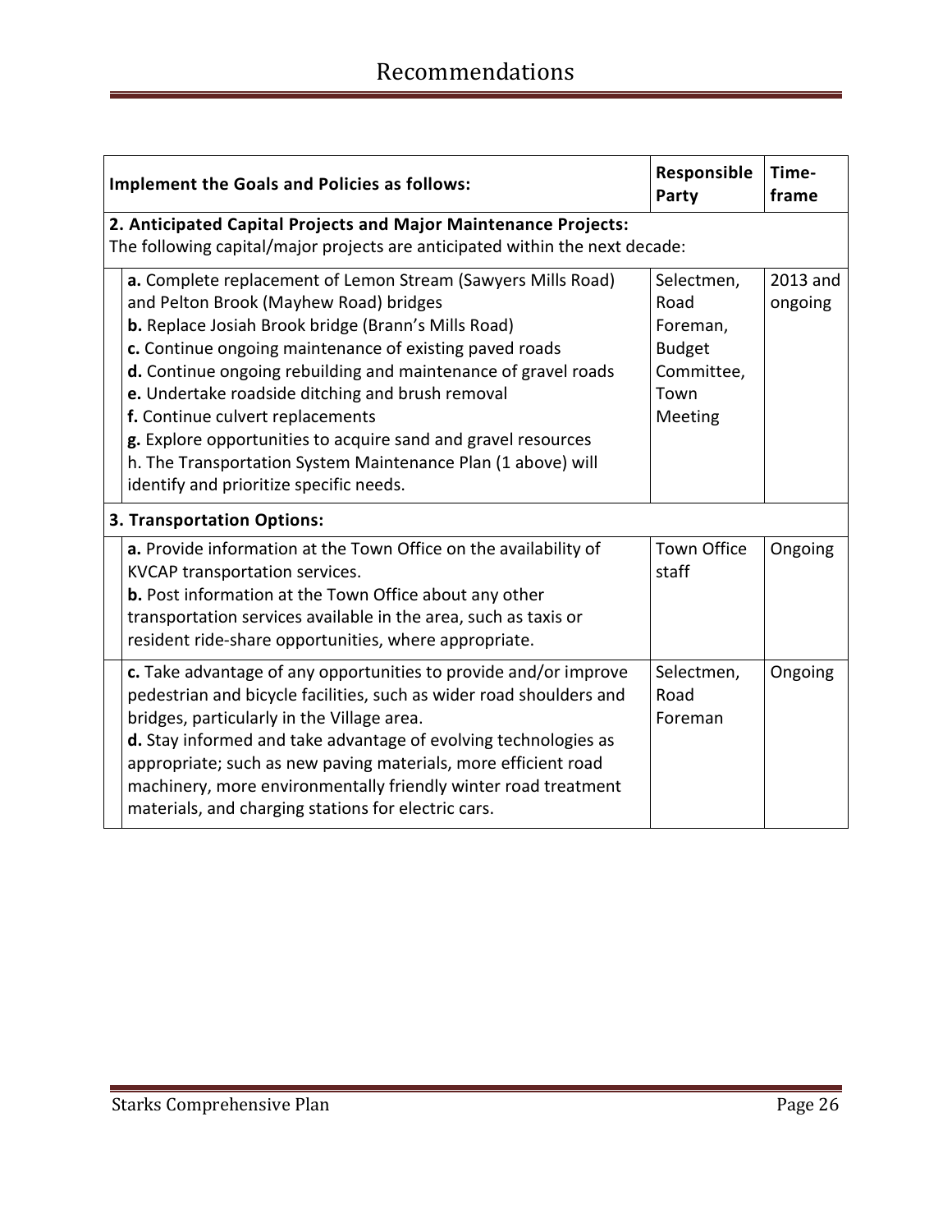# Recommendations

| Implement the Goals and Policies as follows: | Responsible Party | Time-frame |
|---|---|---|
| **2. Anticipated Capital Projects and Major Maintenance Projects:** The following capital/major projects are anticipated within the next decade: | | |
| **a.** Complete replacement of Lemon Stream (Sawyers Mills Road) and Pelton Brook (Mayhew Road) bridges<br>**b.** Replace Josiah Brook bridge (Brann's Mills Road)<br>**c.** Continue ongoing maintenance of existing paved roads<br>**d.** Continue ongoing rebuilding and maintenance of gravel roads<br>**e.** Undertake roadside ditching and brush removal<br>**f.** Continue culvert replacements<br>**g.** Explore opportunities to acquire sand and gravel resources<br>h. The Transportation System Maintenance Plan (1 above) will identify and prioritize specific needs. | Selectmen, Road Foreman, Budget Committee, Town Meeting | 2013 and ongoing |
| **3. Transportation Options:** | | |
| **a.** Provide information at the Town Office on the availability of KVCAP transportation services.<br>**b.** Post information at the Town Office about any other transportation services available in the area, such as taxis or resident ride-share opportunities, where appropriate. | Town Office staff | Ongoing |
| **c.** Take advantage of any opportunities to provide and/or improve pedestrian and bicycle facilities, such as wider road shoulders and bridges, particularly in the Village area.<br>**d.** Stay informed and take advantage of evolving technologies as appropriate; such as new paving materials, more efficient road machinery, more environmentally friendly winter road treatment materials, and charging stations for electric cars. | Selectmen, Road Foreman | Ongoing |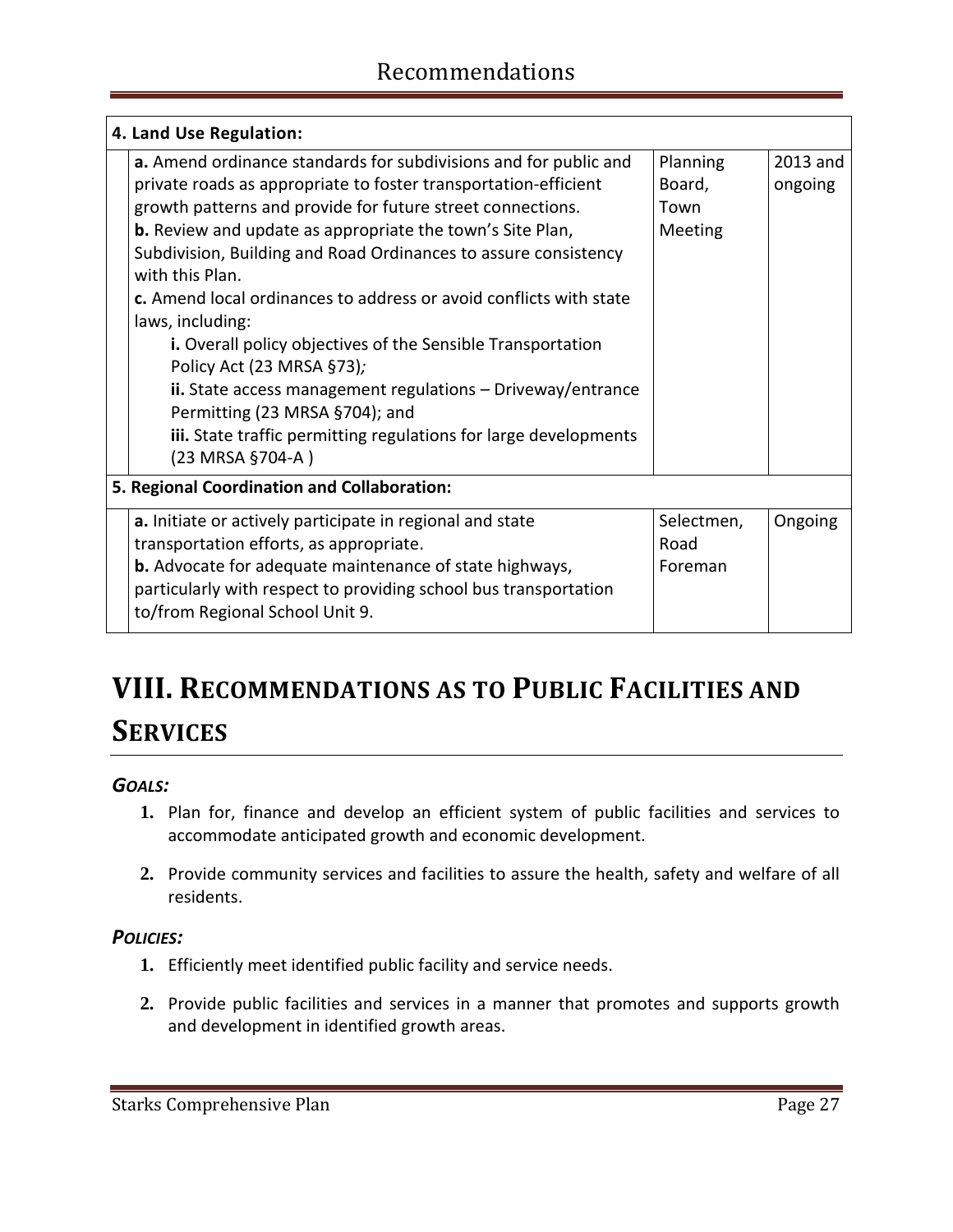| 4. Land Use Regulation: | | |
|---|---|---|
| **a.** Amend ordinance standards for subdivisions and for public and private roads as appropriate to foster transportation-efficient growth patterns and provide for future street connections.<br>**b.** Review and update as appropriate the town's Site Plan, Subdivision, Building and Road Ordinances to assure consistency with this Plan.<br>**c.** Amend local ordinances to address or avoid conflicts with state laws, including:<br>**i.** Overall policy objectives of the Sensible Transportation Policy Act (23 MRSA §73)*;*<br>**ii.** State access management regulations – Driveway/entrance Permitting (23 MRSA §704); and<br>**iii.** State traffic permitting regulations for large developments (23 MRSA §704-A ) | Planning Board, Town Meeting | 2013 and ongoing |
| **5. Regional Coordination and Collaboration:** | | |
| **a.** Initiate or actively participate in regional and state transportation efforts, as appropriate.<br>**b.** Advocate for adequate maintenance of state highways, particularly with respect to providing school bus transportation to/from Regional School Unit 9. | Selectmen, Road Foreman | Ongoing |

# VIII. Recommendations as to Public Facilities and Services

***Goals:***

1. Plan for, finance and develop an efficient system of public facilities and services to accommodate anticipated growth and economic development.

2. Provide community services and facilities to assure the health, safety and welfare of all residents.

***Policies:***

1. Efficiently meet identified public facility and service needs.

2. Provide public facilities and services in a manner that promotes and supports growth and development in identified growth areas.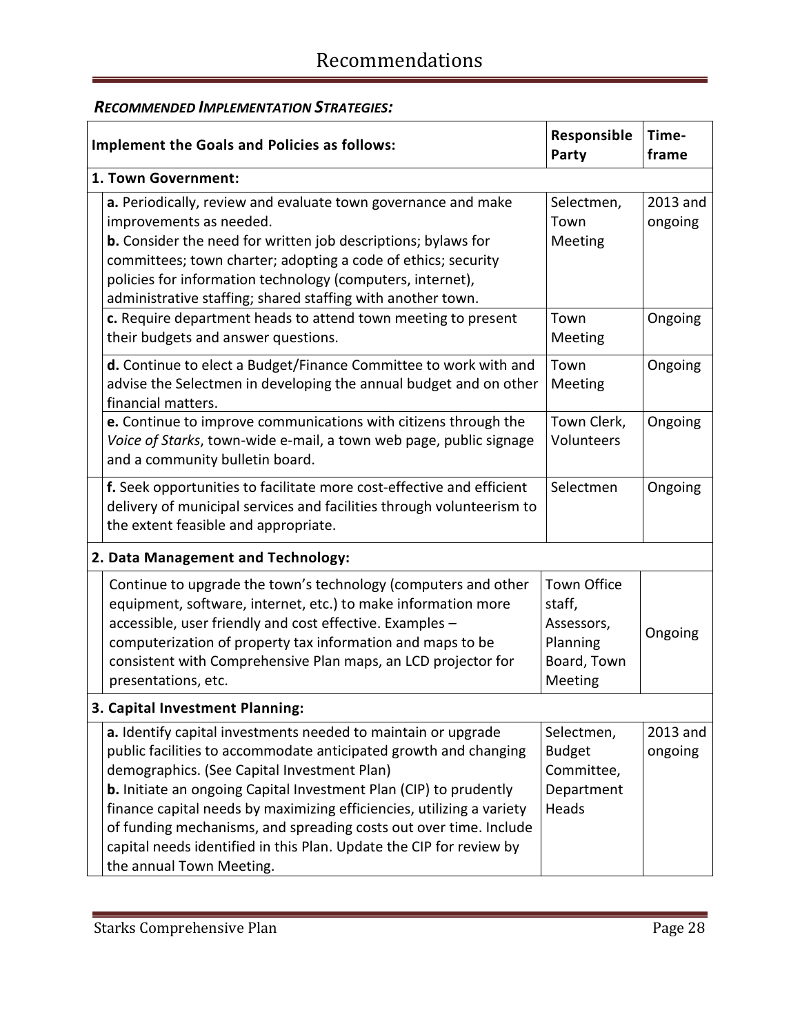# Recommendations

***RECOMMENDED IMPLEMENTATION STRATEGIES:***

| Implement the Goals and Policies as follows: | Responsible Party | Time-frame |
|---|---|---|
| **1. Town Government:** | | |
| **a.** Periodically, review and evaluate town governance and make improvements as needed. **b.** Consider the need for written job descriptions; bylaws for committees; town charter; adopting a code of ethics; security policies for information technology (computers, internet), administrative staffing; shared staffing with another town. | Selectmen, Town Meeting | 2013 and ongoing |
| **c.** Require department heads to attend town meeting to present their budgets and answer questions. | Town Meeting | Ongoing |
| **d.** Continue to elect a Budget/Finance Committee to work with and advise the Selectmen in developing the annual budget and on other financial matters. | Town Meeting | Ongoing |
| **e.** Continue to improve communications with citizens through the *Voice of Starks*, town-wide e-mail, a town web page, public signage and a community bulletin board. | Town Clerk, Volunteers | Ongoing |
| **f.** Seek opportunities to facilitate more cost-effective and efficient delivery of municipal services and facilities through volunteerism to the extent feasible and appropriate. | Selectmen | Ongoing |
| **2. Data Management and Technology:** | | |
| Continue to upgrade the town's technology (computers and other equipment, software, internet, etc.) to make information more accessible, user friendly and cost effective. Examples – computerization of property tax information and maps to be consistent with Comprehensive Plan maps, an LCD projector for presentations, etc. | Town Office staff, Assessors, Planning Board, Town Meeting | Ongoing |
| **3. Capital Investment Planning:** | | |
| **a.** Identify capital investments needed to maintain or upgrade public facilities to accommodate anticipated growth and changing demographics. (See Capital Investment Plan) **b.** Initiate an ongoing Capital Investment Plan (CIP) to prudently finance capital needs by maximizing efficiencies, utilizing a variety of funding mechanisms, and spreading costs out over time. Include capital needs identified in this Plan. Update the CIP for review by the annual Town Meeting. | Selectmen, Budget Committee, Department Heads | 2013 and ongoing |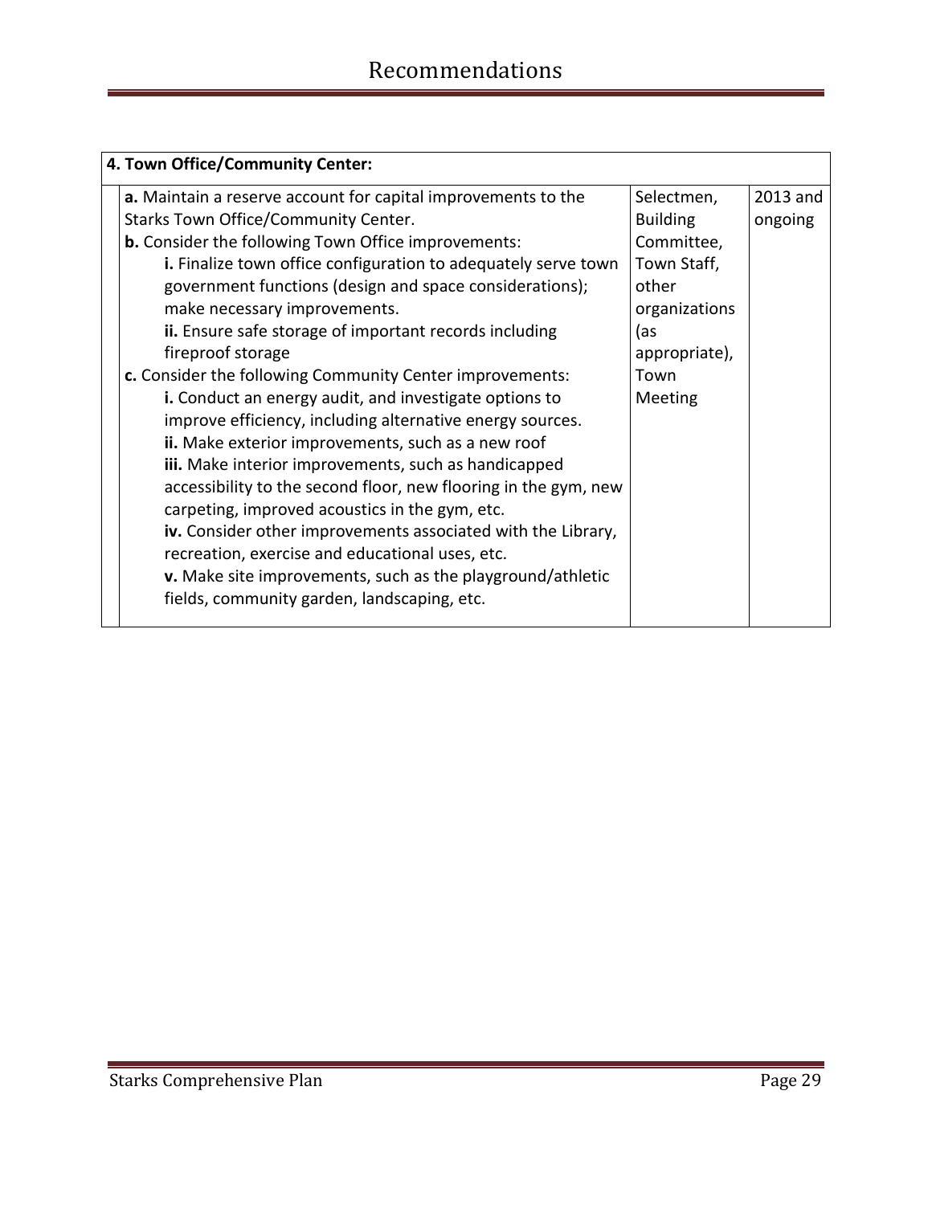# Recommendations

| 4. Town Office/Community Center: | | |
|---|---|---|
| **a.** Maintain a reserve account for capital improvements to the Starks Town Office/Community Center.<br>**b.** Consider the following Town Office improvements:<br>**i.** Finalize town office configuration to adequately serve town government functions (design and space considerations); make necessary improvements.<br>**ii.** Ensure safe storage of important records including fireproof storage<br>**c.** Consider the following Community Center improvements:<br>**i.** Conduct an energy audit, and investigate options to improve efficiency, including alternative energy sources.<br>**ii.** Make exterior improvements, such as a new roof<br>**iii.** Make interior improvements, such as handicapped accessibility to the second floor, new flooring in the gym, new carpeting, improved acoustics in the gym, etc.<br>**iv.** Consider other improvements associated with the Library, recreation, exercise and educational uses, etc.<br>**v.** Make site improvements, such as the playground/athletic fields, community garden, landscaping, etc. | Selectmen, Building Committee, Town Staff, other organizations (as appropriate), Town Meeting | 2013 and ongoing |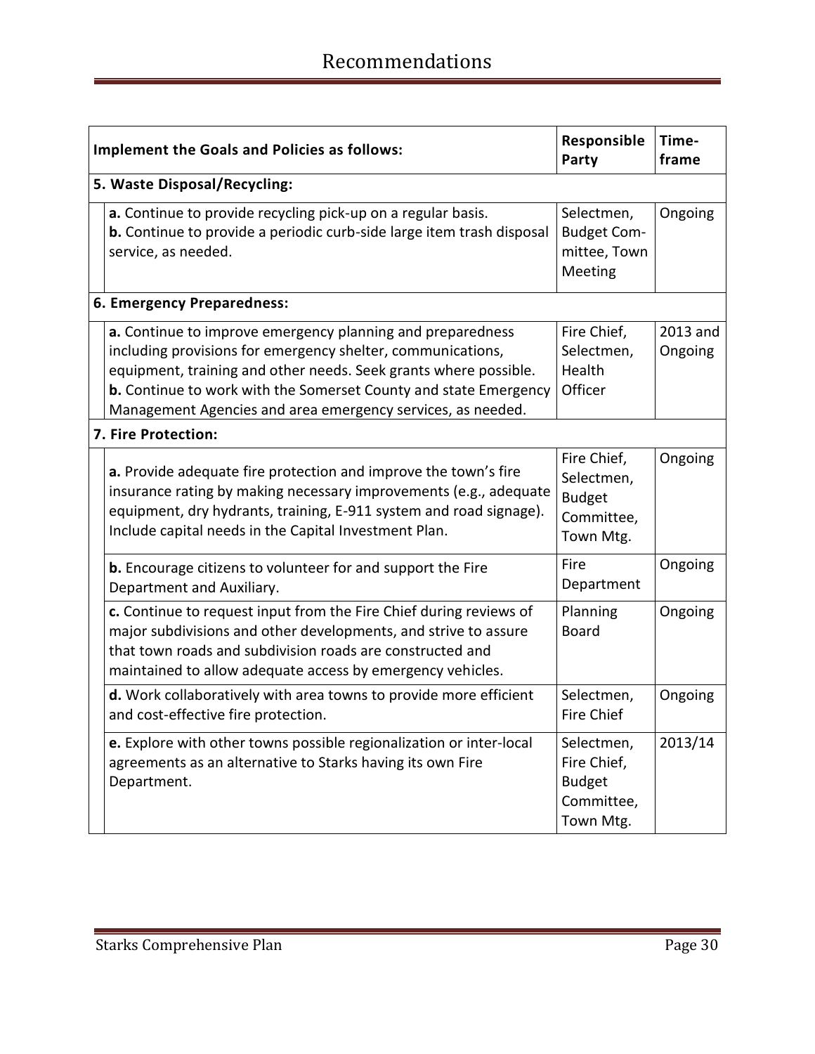# Recommendations

| Implement the Goals and Policies as follows: | Responsible Party | Time-frame |
|---|---|---|
| **5. Waste Disposal/Recycling:** | | |
| **a.** Continue to provide recycling pick-up on a regular basis.<br>**b.** Continue to provide a periodic curb-side large item trash disposal service, as needed. | Selectmen, Budget Committee, Town Meeting | Ongoing |
| **6. Emergency Preparedness:** | | |
| **a.** Continue to improve emergency planning and preparedness including provisions for emergency shelter, communications, equipment, training and other needs. Seek grants where possible.<br>**b.** Continue to work with the Somerset County and state Emergency Management Agencies and area emergency services, as needed. | Fire Chief, Selectmen, Health Officer | 2013 and Ongoing |
| **7. Fire Protection:** | | |
| **a.** Provide adequate fire protection and improve the town's fire insurance rating by making necessary improvements (e.g., adequate equipment, dry hydrants, training, E-911 system and road signage). Include capital needs in the Capital Investment Plan. | Fire Chief, Selectmen, Budget Committee, Town Mtg. | Ongoing |
| **b.** Encourage citizens to volunteer for and support the Fire Department and Auxiliary. | Fire Department | Ongoing |
| **c.** Continue to request input from the Fire Chief during reviews of major subdivisions and other developments, and strive to assure that town roads and subdivision roads are constructed and maintained to allow adequate access by emergency vehicles. | Planning Board | Ongoing |
| **d.** Work collaboratively with area towns to provide more efficient and cost-effective fire protection. | Selectmen, Fire Chief | Ongoing |
| **e.** Explore with other towns possible regionalization or inter-local agreements as an alternative to Starks having its own Fire Department. | Selectmen, Fire Chief, Budget Committee, Town Mtg. | 2013/14 |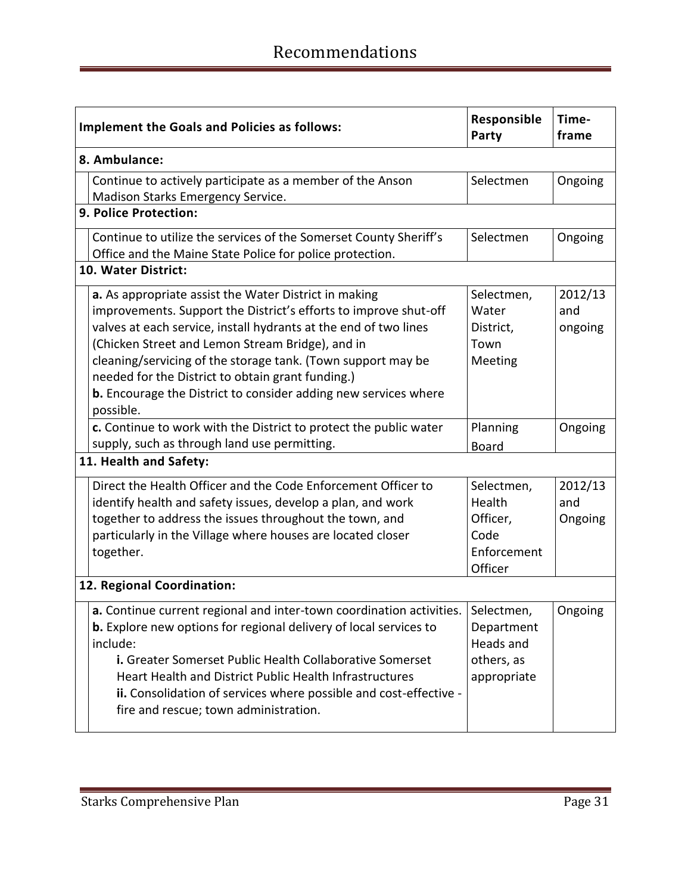# Recommendations

| Implement the Goals and Policies as follows: | Responsible Party | Time-frame |
|---|---|---|
| **8. Ambulance:** | | |
| Continue to actively participate as a member of the Anson Madison Starks Emergency Service. | Selectmen | Ongoing |
| **9. Police Protection:** | | |
| Continue to utilize the services of the Somerset County Sheriff's Office and the Maine State Police for police protection. | Selectmen | Ongoing |
| **10. Water District:** | | |
| **a.** As appropriate assist the Water District in making improvements. Support the District's efforts to improve shut-off valves at each service, install hydrants at the end of two lines (Chicken Street and Lemon Stream Bridge), and in cleaning/servicing of the storage tank. (Town support may be needed for the District to obtain grant funding.)<br>**b.** Encourage the District to consider adding new services where possible. | Selectmen, Water District, Town Meeting | 2012/13 and ongoing |
| **c.** Continue to work with the District to protect the public water supply, such as through land use permitting. | Planning Board | Ongoing |
| **11. Health and Safety:** | | |
| Direct the Health Officer and the Code Enforcement Officer to identify health and safety issues, develop a plan, and work together to address the issues throughout the town, and particularly in the Village where houses are located closer together. | Selectmen, Health Officer, Code Enforcement Officer | 2012/13 and Ongoing |
| **12. Regional Coordination:** | | |
| **a.** Continue current regional and inter-town coordination activities.<br>**b.** Explore new options for regional delivery of local services to include:<br>**i.** Greater Somerset Public Health Collaborative Somerset Heart Health and District Public Health Infrastructures<br>**ii.** Consolidation of services where possible and cost-effective - fire and rescue; town administration. | Selectmen, Department Heads and others, as appropriate | Ongoing |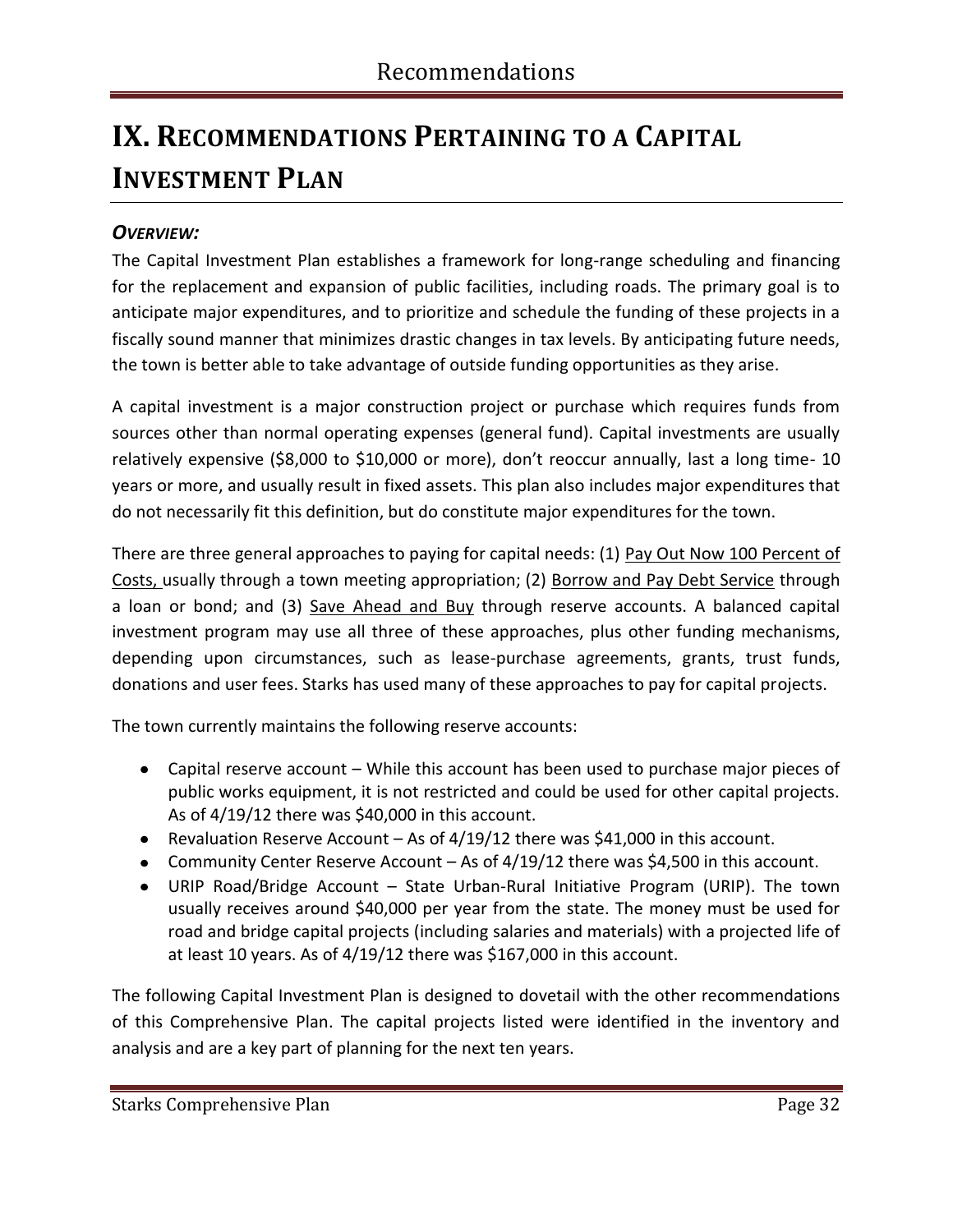# IX. Recommendations Pertaining to a Capital Investment Plan

### *Overview:*

The Capital Investment Plan establishes a framework for long-range scheduling and financing for the replacement and expansion of public facilities, including roads. The primary goal is to anticipate major expenditures, and to prioritize and schedule the funding of these projects in a fiscally sound manner that minimizes drastic changes in tax levels. By anticipating future needs, the town is better able to take advantage of outside funding opportunities as they arise.

A capital investment is a major construction project or purchase which requires funds from sources other than normal operating expenses (general fund). Capital investments are usually relatively expensive ($8,000 to $10,000 or more), don't reoccur annually, last a long time- 10 years or more, and usually result in fixed assets. This plan also includes major expenditures that do not necessarily fit this definition, but do constitute major expenditures for the town.

There are three general approaches to paying for capital needs: (1) <u>Pay Out Now 100 Percent of Costs,</u> usually through a town meeting appropriation; (2) <u>Borrow and Pay Debt Service</u> through a loan or bond; and (3) <u>Save Ahead and Buy</u> through reserve accounts. A balanced capital investment program may use all three of these approaches, plus other funding mechanisms, depending upon circumstances, such as lease-purchase agreements, grants, trust funds, donations and user fees. Starks has used many of these approaches to pay for capital projects.

The town currently maintains the following reserve accounts:

- Capital reserve account – While this account has been used to purchase major pieces of public works equipment, it is not restricted and could be used for other capital projects. As of 4/19/12 there was $40,000 in this account.
- Revaluation Reserve Account – As of 4/19/12 there was $41,000 in this account.
- Community Center Reserve Account – As of 4/19/12 there was $4,500 in this account.
- URIP Road/Bridge Account – State Urban-Rural Initiative Program (URIP). The town usually receives around $40,000 per year from the state. The money must be used for road and bridge capital projects (including salaries and materials) with a projected life of at least 10 years. As of 4/19/12 there was $167,000 in this account.

The following Capital Investment Plan is designed to dovetail with the other recommendations of this Comprehensive Plan. The capital projects listed were identified in the inventory and analysis and are a key part of planning for the next ten years.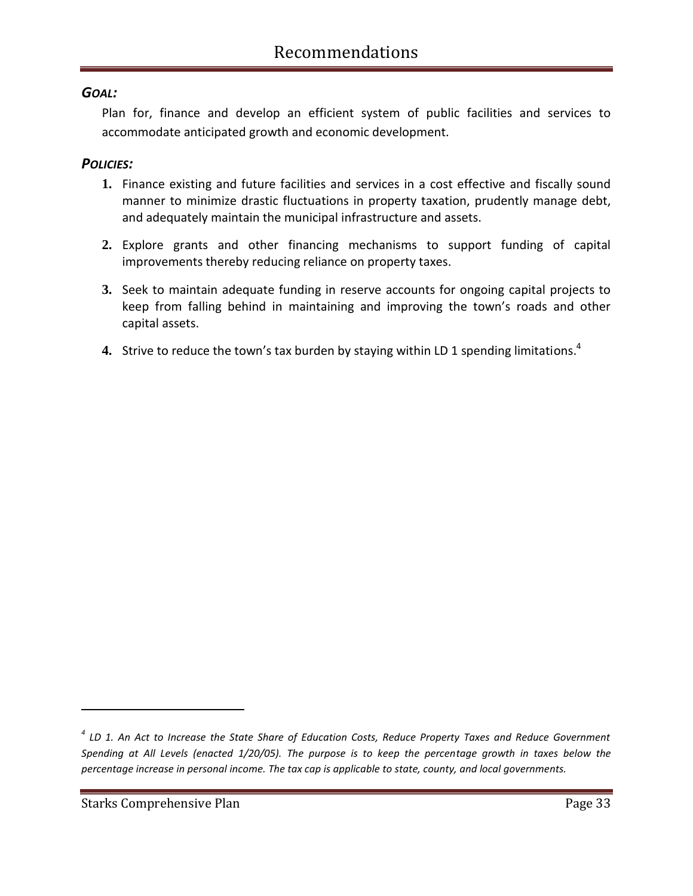# Recommendations

***GOAL:***

Plan for, finance and develop an efficient system of public facilities and services to accommodate anticipated growth and economic development.

***POLICIES:***

1. Finance existing and future facilities and services in a cost effective and fiscally sound manner to minimize drastic fluctuations in property taxation, prudently manage debt, and adequately maintain the municipal infrastructure and assets.

2. Explore grants and other financing mechanisms to support funding of capital improvements thereby reducing reliance on property taxes.

3. Seek to maintain adequate funding in reserve accounts for ongoing capital projects to keep from falling behind in maintaining and improving the town's roads and other capital assets.

4. Strive to reduce the town's tax burden by staying within LD 1 spending limitations.[4]

---

[4] *LD 1. An Act to Increase the State Share of Education Costs, Reduce Property Taxes and Reduce Government Spending at All Levels (enacted 1/20/05). The purpose is to keep the percentage growth in taxes below the percentage increase in personal income. The tax cap is applicable to state, county, and local governments.*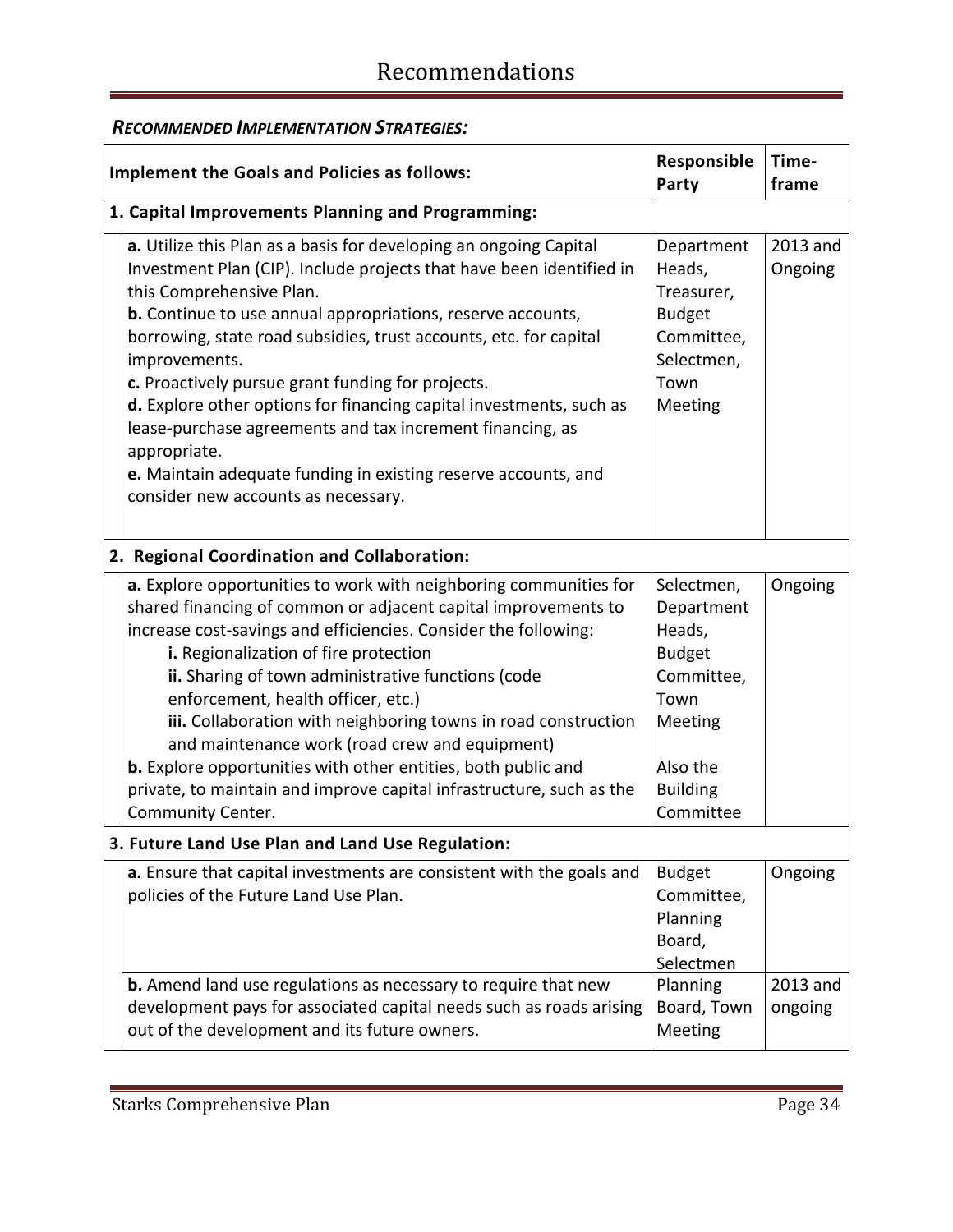# Recommendations

***RECOMMENDED IMPLEMENTATION STRATEGIES:***

| Implement the Goals and Policies as follows: | Responsible Party | Time-frame |
|---|---|---|
| **1. Capital Improvements Planning and Programming:** | | |
| **a.** Utilize this Plan as a basis for developing an ongoing Capital Investment Plan (CIP). Include projects that have been identified in this Comprehensive Plan.<br>**b.** Continue to use annual appropriations, reserve accounts, borrowing, state road subsidies, trust accounts, etc. for capital improvements.<br>**c.** Proactively pursue grant funding for projects.<br>**d.** Explore other options for financing capital investments, such as lease-purchase agreements and tax increment financing, as appropriate.<br>**e.** Maintain adequate funding in existing reserve accounts, and consider new accounts as necessary. | Department Heads, Treasurer, Budget Committee, Selectmen, Town Meeting | 2013 and Ongoing |
| **2. Regional Coordination and Collaboration:** | | |
| **a.** Explore opportunities to work with neighboring communities for shared financing of common or adjacent capital improvements to increase cost-savings and efficiencies. Consider the following:<br>**i.** Regionalization of fire protection<br>**ii.** Sharing of town administrative functions (code enforcement, health officer, etc.)<br>**iii.** Collaboration with neighboring towns in road construction and maintenance work (road crew and equipment)<br>**b.** Explore opportunities with other entities, both public and private, to maintain and improve capital infrastructure, such as the Community Center. | Selectmen, Department Heads, Budget Committee, Town Meeting<br><br>Also the Building Committee | Ongoing |
| **3. Future Land Use Plan and Land Use Regulation:** | | |
| **a.** Ensure that capital investments are consistent with the goals and policies of the Future Land Use Plan. | Budget Committee, Planning Board, Selectmen | Ongoing |
| **b.** Amend land use regulations as necessary to require that new development pays for associated capital needs such as roads arising out of the development and its future owners. | Planning Board, Town Meeting | 2013 and ongoing |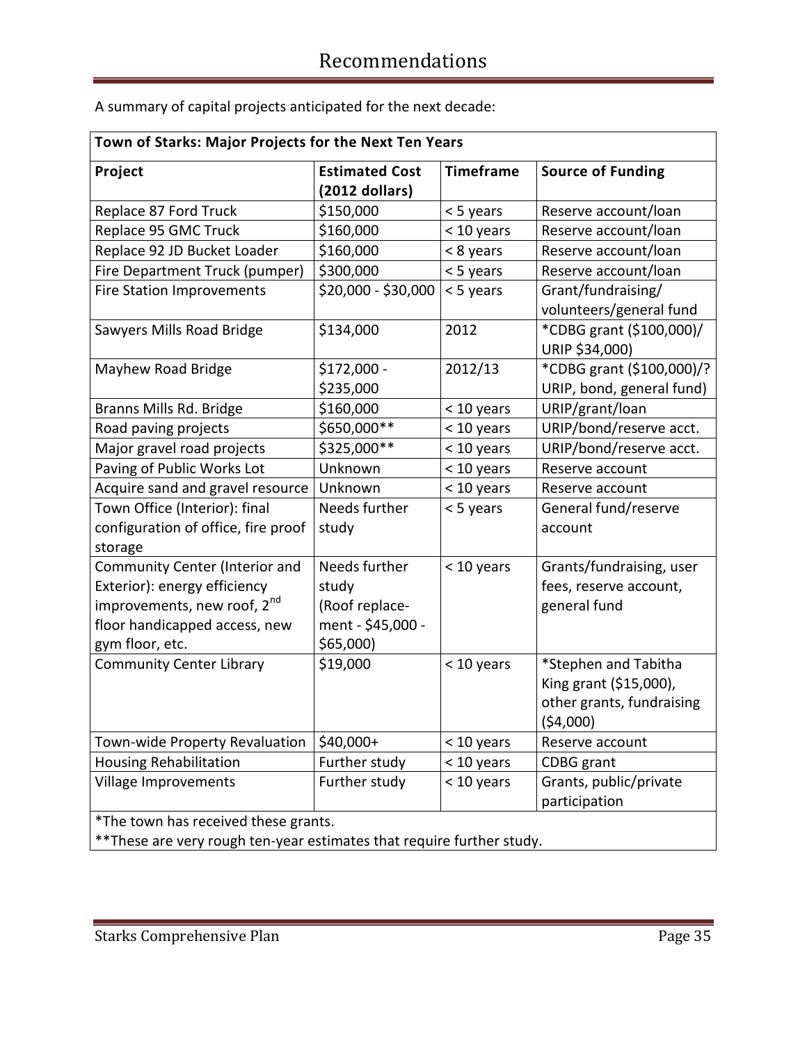# Recommendations

A summary of capital projects anticipated for the next decade:

| Town of Starks: Major Projects for the Next Ten Years | | | |
|---|---|---|---|
| **Project** | **Estimated Cost (2012 dollars)** | **Timeframe** | **Source of Funding** |
| Replace 87 Ford Truck | $150,000 | < 5 years | Reserve account/loan |
| Replace 95 GMC Truck | $160,000 | < 10 years | Reserve account/loan |
| Replace 92 JD Bucket Loader | $160,000 | < 8 years | Reserve account/loan |
| Fire Department Truck (pumper) | $300,000 | < 5 years | Reserve account/loan |
| Fire Station Improvements | $20,000 - $30,000 | < 5 years | Grant/fundraising/ volunteers/general fund |
| Sawyers Mills Road Bridge | $134,000 | 2012 | *CDBG grant ($100,000)/ URIP $34,000) |
| Mayhew Road Bridge | $172,000 - $235,000 | 2012/13 | *CDBG grant ($100,000)/? URIP, bond, general fund) |
| Branns Mills Rd. Bridge | $160,000 | < 10 years | URIP/grant/loan |
| Road paving projects | $650,000** | < 10 years | URIP/bond/reserve acct. |
| Major gravel road projects | $325,000** | < 10 years | URIP/bond/reserve acct. |
| Paving of Public Works Lot | Unknown | < 10 years | Reserve account |
| Acquire sand and gravel resource | Unknown | < 10 years | Reserve account |
| Town Office (Interior): final configuration of office, fire proof storage | Needs further study | < 5 years | General fund/reserve account |
| Community Center (Interior and Exterior): energy efficiency improvements, new roof, 2nd floor handicapped access, new gym floor, etc. | Needs further study (Roof replace-ment - $45,000 - $65,000) | < 10 years | Grants/fundraising, user fees, reserve account, general fund |
| Community Center Library | $19,000 | < 10 years | *Stephen and Tabitha King grant ($15,000), other grants, fundraising ($4,000) |
| Town-wide Property Revaluation | $40,000+ | < 10 years | Reserve account |
| Housing Rehabilitation | Further study | < 10 years | CDBG grant |
| Village Improvements | Further study | < 10 years | Grants, public/private participation |

*The town has received these grants.
**These are very rough ten-year estimates that require further study.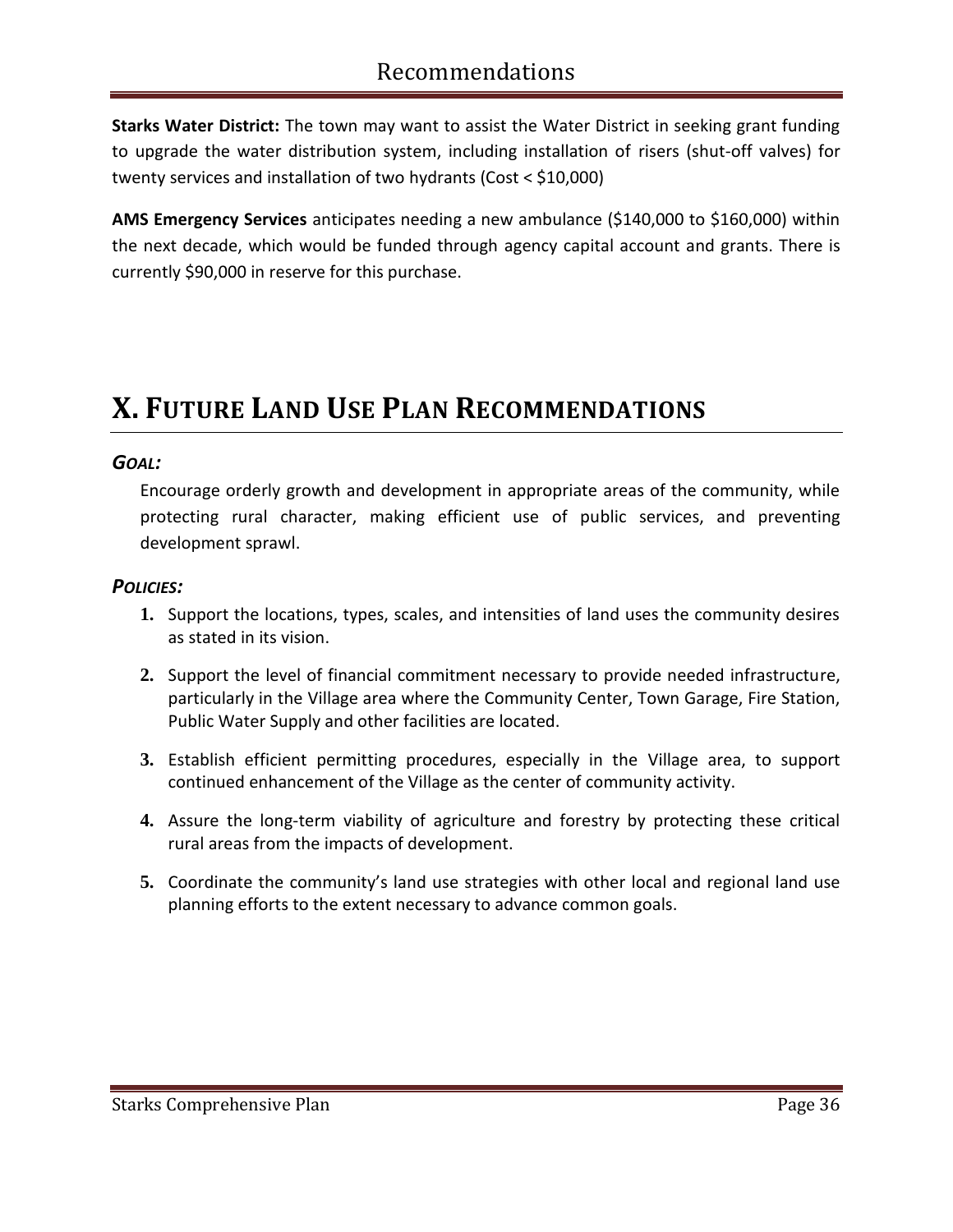**Starks Water District:** The town may want to assist the Water District in seeking grant funding to upgrade the water distribution system, including installation of risers (shut-off valves) for twenty services and installation of two hydrants (Cost < $10,000)

**AMS Emergency Services** anticipates needing a new ambulance ($140,000 to $160,000) within the next decade, which would be funded through agency capital account and grants. There is currently $90,000 in reserve for this purchase.

# X. FUTURE LAND USE PLAN RECOMMENDATIONS

***GOAL:***

Encourage orderly growth and development in appropriate areas of the community, while protecting rural character, making efficient use of public services, and preventing development sprawl.

***POLICIES:***

1. Support the locations, types, scales, and intensities of land uses the community desires as stated in its vision.
2. Support the level of financial commitment necessary to provide needed infrastructure, particularly in the Village area where the Community Center, Town Garage, Fire Station, Public Water Supply and other facilities are located.
3. Establish efficient permitting procedures, especially in the Village area, to support continued enhancement of the Village as the center of community activity.
4. Assure the long-term viability of agriculture and forestry by protecting these critical rural areas from the impacts of development.
5. Coordinate the community's land use strategies with other local and regional land use planning efforts to the extent necessary to advance common goals.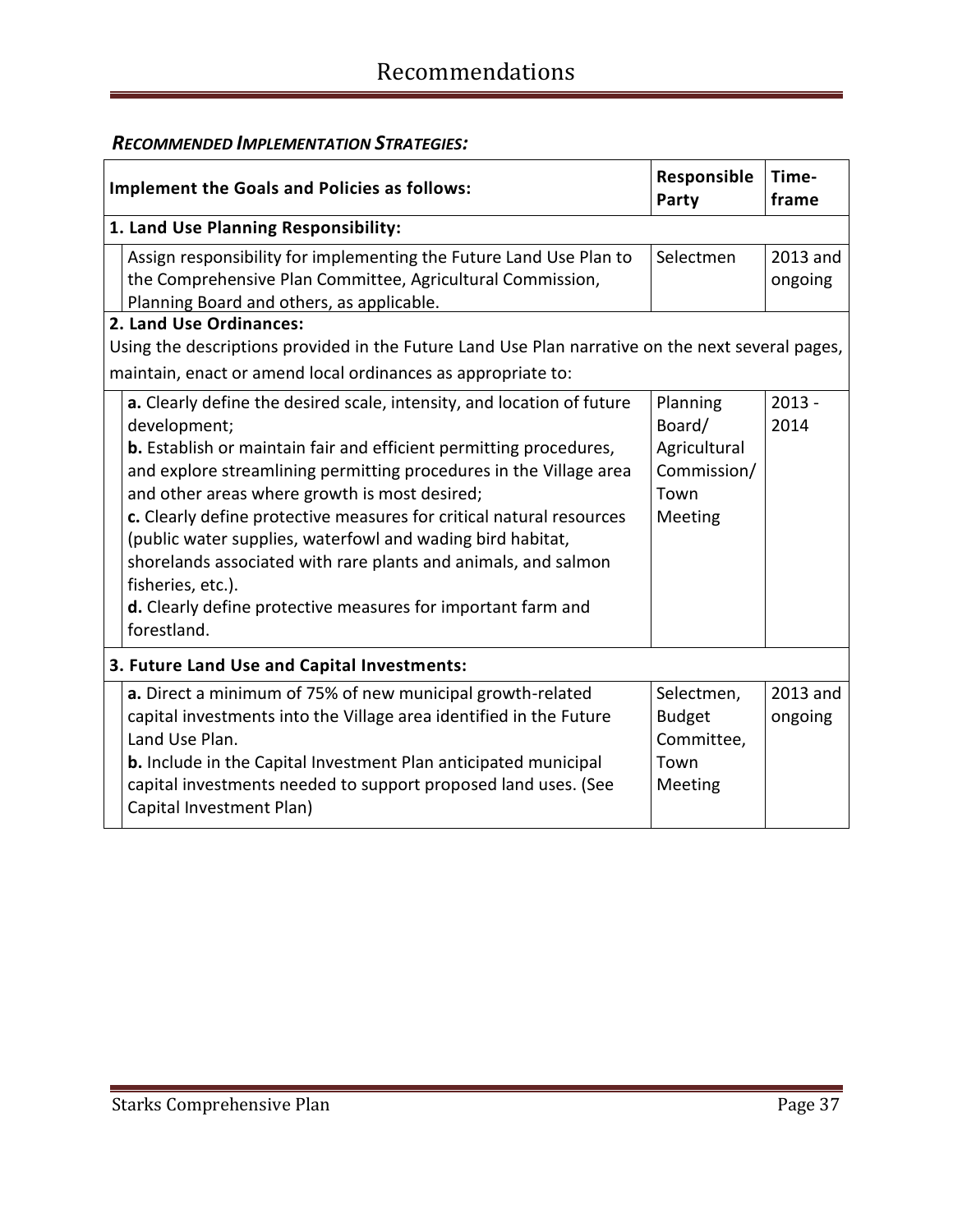# Recommendations

***RECOMMENDED IMPLEMENTATION STRATEGIES:***

| Implement the Goals and Policies as follows: | Responsible Party | Time-frame |
|---|---|---|
| **1. Land Use Planning Responsibility:** | | |
| Assign responsibility for implementing the Future Land Use Plan to the Comprehensive Plan Committee, Agricultural Commission, Planning Board and others, as applicable. | Selectmen | 2013 and ongoing |
| **2. Land Use Ordinances:** Using the descriptions provided in the Future Land Use Plan narrative on the next several pages, maintain, enact or amend local ordinances as appropriate to: | | |
| **a.** Clearly define the desired scale, intensity, and location of future development; **b.** Establish or maintain fair and efficient permitting procedures, and explore streamlining permitting procedures in the Village area and other areas where growth is most desired; **c.** Clearly define protective measures for critical natural resources (public water supplies, waterfowl and wading bird habitat, shorelands associated with rare plants and animals, and salmon fisheries, etc.). **d.** Clearly define protective measures for important farm and forestland. | Planning Board/ Agricultural Commission/ Town Meeting | 2013 - 2014 |
| **3. Future Land Use and Capital Investments:** | | |
| **a.** Direct a minimum of 75% of new municipal growth-related capital investments into the Village area identified in the Future Land Use Plan. **b.** Include in the Capital Investment Plan anticipated municipal capital investments needed to support proposed land uses. (See Capital Investment Plan) | Selectmen, Budget Committee, Town Meeting | 2013 and ongoing |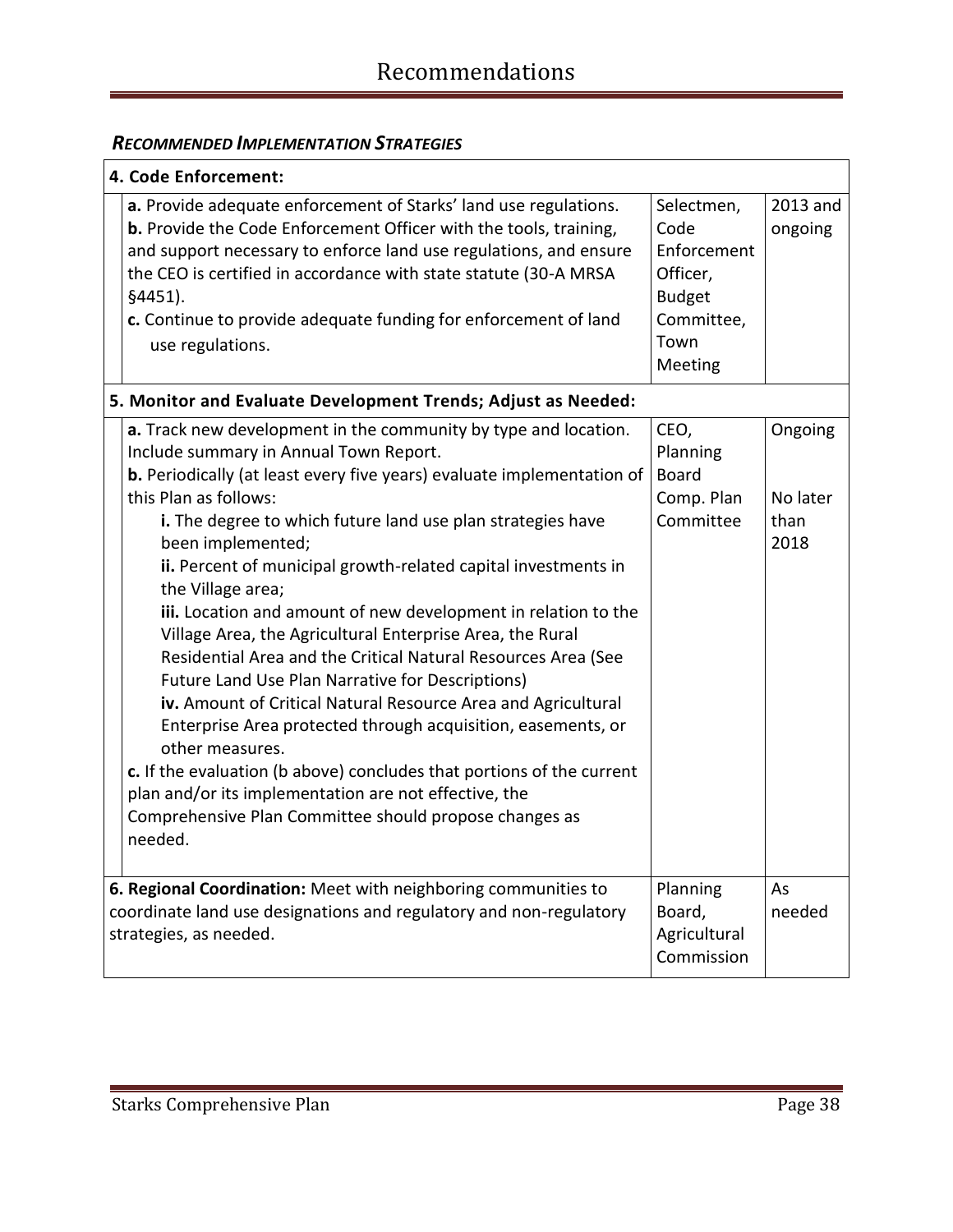# Recommendations

### *RECOMMENDED IMPLEMENTATION STRATEGIES*

| Strategy | Responsibility | Timeframe |
|---|---|---|
| **4. Code Enforcement:** | | |
| **a.** Provide adequate enforcement of Starks' land use regulations.<br>**b.** Provide the Code Enforcement Officer with the tools, training, and support necessary to enforce land use regulations, and ensure the CEO is certified in accordance with state statute (30-A MRSA §4451).<br>**c.** Continue to provide adequate funding for enforcement of land use regulations. | Selectmen, Code Enforcement Officer, Budget Committee, Town Meeting | 2013 and ongoing |
| **5. Monitor and Evaluate Development Trends; Adjust as Needed:** | | |
| **a.** Track new development in the community by type and location. Include summary in Annual Town Report.<br>**b.** Periodically (at least every five years) evaluate implementation of this Plan as follows:<br>**i.** The degree to which future land use plan strategies have been implemented;<br>**ii.** Percent of municipal growth-related capital investments in the Village area;<br>**iii.** Location and amount of new development in relation to the Village Area, the Agricultural Enterprise Area, the Rural Residential Area and the Critical Natural Resources Area (See Future Land Use Plan Narrative for Descriptions)<br>**iv.** Amount of Critical Natural Resource Area and Agricultural Enterprise Area protected through acquisition, easements, or other measures.<br>**c.** If the evaluation (b above) concludes that portions of the current plan and/or its implementation are not effective, the Comprehensive Plan Committee should propose changes as needed. | CEO, Planning Board<br>Comp. Plan Committee | Ongoing<br><br>No later than 2018 |
| **6. Regional Coordination:** Meet with neighboring communities to coordinate land use designations and regulatory and non-regulatory strategies, as needed. | Planning Board, Agricultural Commission | As needed |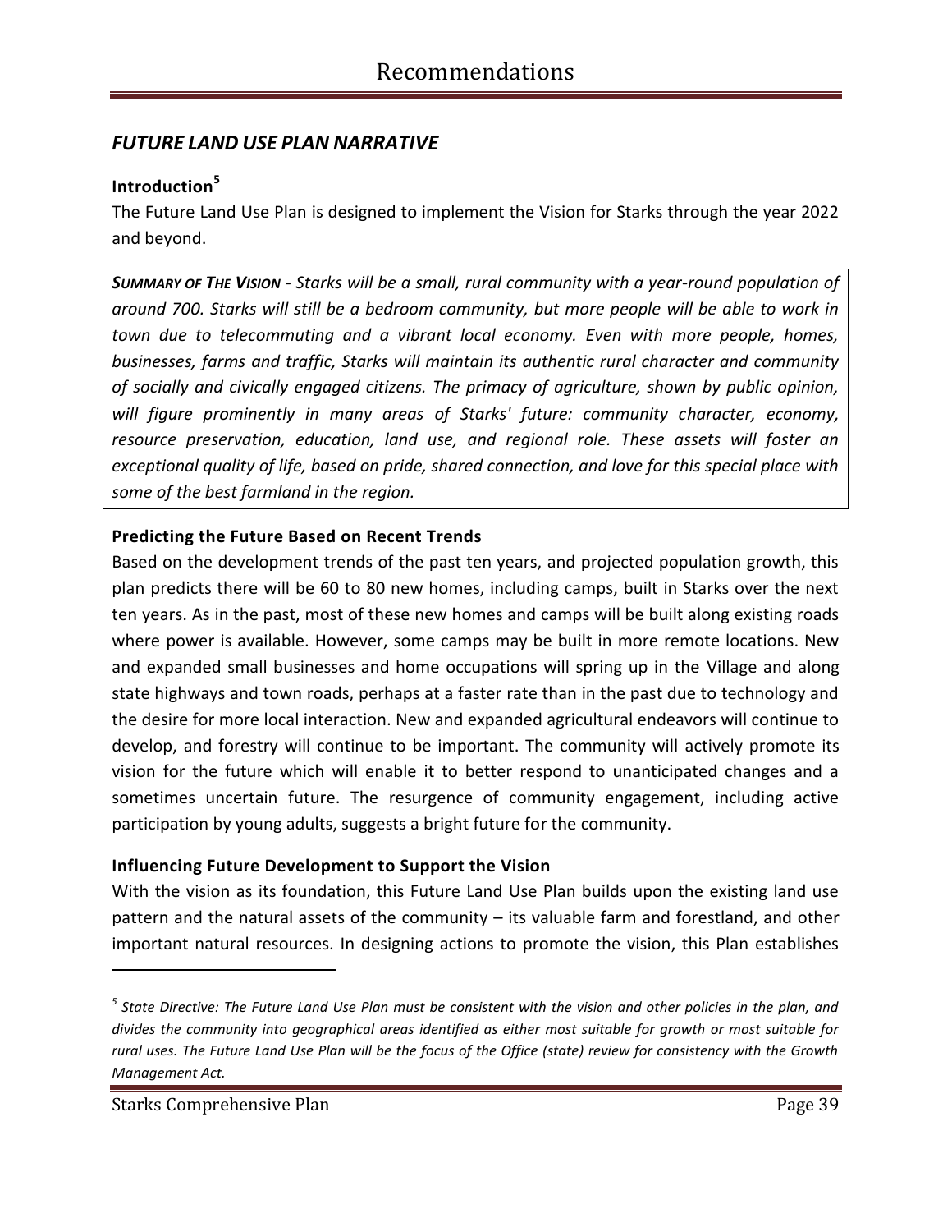## *FUTURE LAND USE PLAN NARRATIVE*

### Introduction[5]

The Future Land Use Plan is designed to implement the Vision for Starks through the year 2022 and beyond.

> ***SUMMARY OF THE VISION*** *- Starks will be a small, rural community with a year-round population of around 700. Starks will still be a bedroom community, but more people will be able to work in town due to telecommuting and a vibrant local economy. Even with more people, homes, businesses, farms and traffic, Starks will maintain its authentic rural character and community of socially and civically engaged citizens. The primacy of agriculture, shown by public opinion, will figure prominently in many areas of Starks' future: community character, economy, resource preservation, education, land use, and regional role. These assets will foster an exceptional quality of life, based on pride, shared connection, and love for this special place with some of the best farmland in the region.*

### Predicting the Future Based on Recent Trends

Based on the development trends of the past ten years, and projected population growth, this plan predicts there will be 60 to 80 new homes, including camps, built in Starks over the next ten years. As in the past, most of these new homes and camps will be built along existing roads where power is available. However, some camps may be built in more remote locations. New and expanded small businesses and home occupations will spring up in the Village and along state highways and town roads, perhaps at a faster rate than in the past due to technology and the desire for more local interaction. New and expanded agricultural endeavors will continue to develop, and forestry will continue to be important. The community will actively promote its vision for the future which will enable it to better respond to unanticipated changes and a sometimes uncertain future. The resurgence of community engagement, including active participation by young adults, suggests a bright future for the community.

### Influencing Future Development to Support the Vision

With the vision as its foundation, this Future Land Use Plan builds upon the existing land use pattern and the natural assets of the community – its valuable farm and forestland, and other important natural resources. In designing actions to promote the vision, this Plan establishes

---

[5] *State Directive: The Future Land Use Plan must be consistent with the vision and other policies in the plan, and divides the community into geographical areas identified as either most suitable for growth or most suitable for rural uses. The Future Land Use Plan will be the focus of the Office (state) review for consistency with the Growth Management Act.*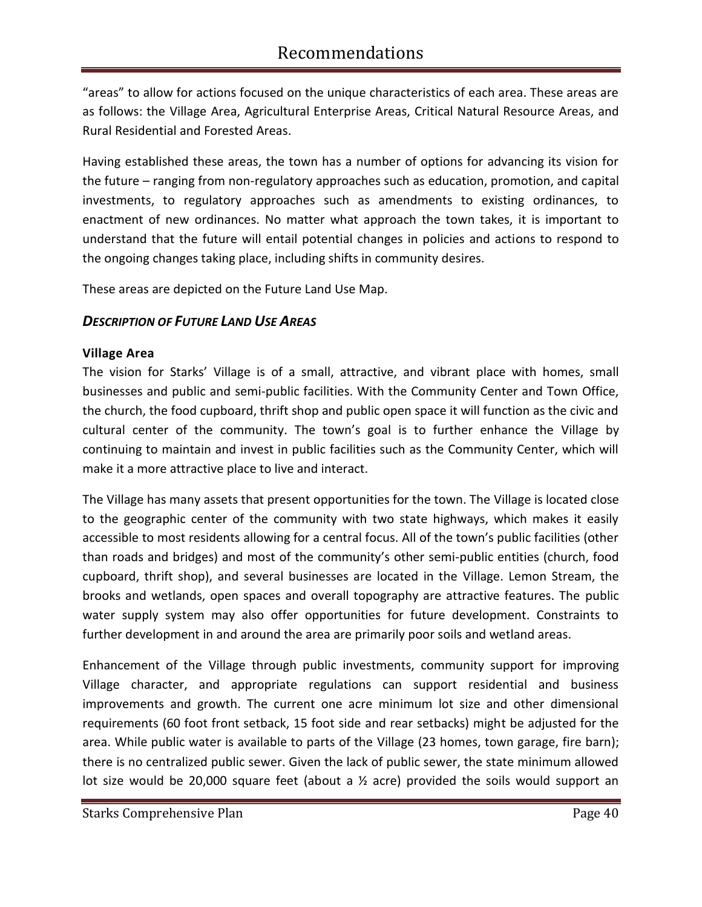"areas" to allow for actions focused on the unique characteristics of each area. These areas are as follows: the Village Area, Agricultural Enterprise Areas, Critical Natural Resource Areas, and Rural Residential and Forested Areas.

Having established these areas, the town has a number of options for advancing its vision for the future – ranging from non-regulatory approaches such as education, promotion, and capital investments, to regulatory approaches such as amendments to existing ordinances, to enactment of new ordinances. No matter what approach the town takes, it is important to understand that the future will entail potential changes in policies and actions to respond to the ongoing changes taking place, including shifts in community desires.

These areas are depicted on the Future Land Use Map.

### *DESCRIPTION OF FUTURE LAND USE AREAS*

**Village Area**

The vision for Starks' Village is of a small, attractive, and vibrant place with homes, small businesses and public and semi-public facilities. With the Community Center and Town Office, the church, the food cupboard, thrift shop and public open space it will function as the civic and cultural center of the community. The town's goal is to further enhance the Village by continuing to maintain and invest in public facilities such as the Community Center, which will make it a more attractive place to live and interact.

The Village has many assets that present opportunities for the town. The Village is located close to the geographic center of the community with two state highways, which makes it easily accessible to most residents allowing for a central focus. All of the town's public facilities (other than roads and bridges) and most of the community's other semi-public entities (church, food cupboard, thrift shop), and several businesses are located in the Village. Lemon Stream, the brooks and wetlands, open spaces and overall topography are attractive features. The public water supply system may also offer opportunities for future development. Constraints to further development in and around the area are primarily poor soils and wetland areas.

Enhancement of the Village through public investments, community support for improving Village character, and appropriate regulations can support residential and business improvements and growth. The current one acre minimum lot size and other dimensional requirements (60 foot front setback, 15 foot side and rear setbacks) might be adjusted for the area. While public water is available to parts of the Village (23 homes, town garage, fire barn); there is no centralized public sewer. Given the lack of public sewer, the state minimum allowed lot size would be 20,000 square feet (about a ½ acre) provided the soils would support an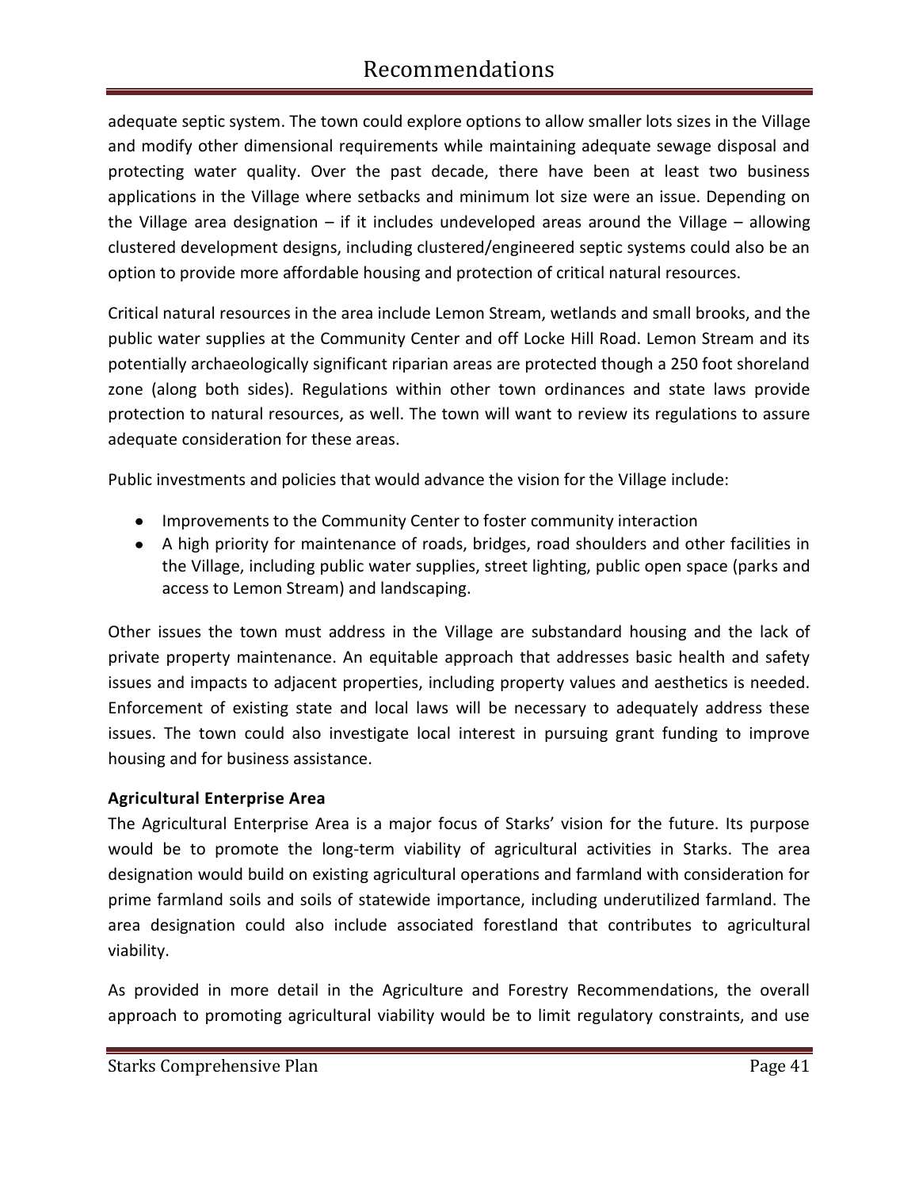adequate septic system. The town could explore options to allow smaller lots sizes in the Village and modify other dimensional requirements while maintaining adequate sewage disposal and protecting water quality. Over the past decade, there have been at least two business applications in the Village where setbacks and minimum lot size were an issue. Depending on the Village area designation – if it includes undeveloped areas around the Village – allowing clustered development designs, including clustered/engineered septic systems could also be an option to provide more affordable housing and protection of critical natural resources.

Critical natural resources in the area include Lemon Stream, wetlands and small brooks, and the public water supplies at the Community Center and off Locke Hill Road. Lemon Stream and its potentially archaeologically significant riparian areas are protected though a 250 foot shoreland zone (along both sides). Regulations within other town ordinances and state laws provide protection to natural resources, as well. The town will want to review its regulations to assure adequate consideration for these areas.

Public investments and policies that would advance the vision for the Village include:

- Improvements to the Community Center to foster community interaction
- A high priority for maintenance of roads, bridges, road shoulders and other facilities in the Village, including public water supplies, street lighting, public open space (parks and access to Lemon Stream) and landscaping.

Other issues the town must address in the Village are substandard housing and the lack of private property maintenance. An equitable approach that addresses basic health and safety issues and impacts to adjacent properties, including property values and aesthetics is needed. Enforcement of existing state and local laws will be necessary to adequately address these issues. The town could also investigate local interest in pursuing grant funding to improve housing and for business assistance.

**Agricultural Enterprise Area**

The Agricultural Enterprise Area is a major focus of Starks' vision for the future. Its purpose would be to promote the long-term viability of agricultural activities in Starks. The area designation would build on existing agricultural operations and farmland with consideration for prime farmland soils and soils of statewide importance, including underutilized farmland. The area designation could also include associated forestland that contributes to agricultural viability.

As provided in more detail in the Agriculture and Forestry Recommendations, the overall approach to promoting agricultural viability would be to limit regulatory constraints, and use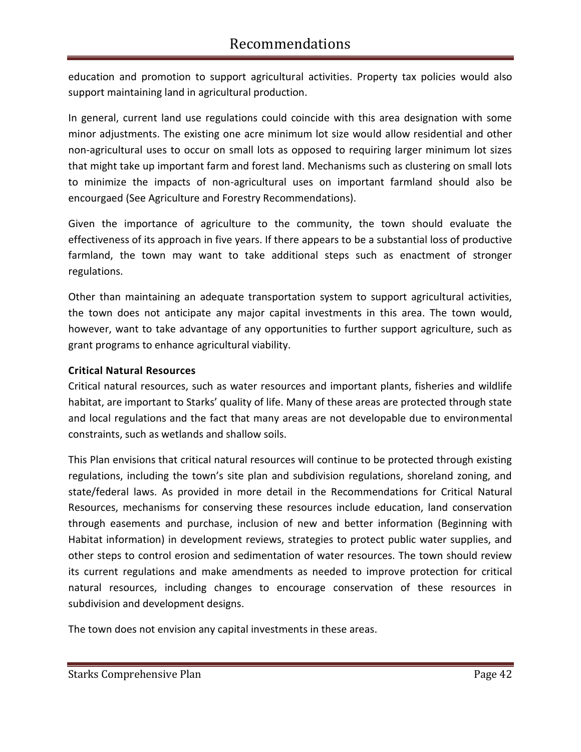education and promotion to support agricultural activities. Property tax policies would also support maintaining land in agricultural production.

In general, current land use regulations could coincide with this area designation with some minor adjustments. The existing one acre minimum lot size would allow residential and other non-agricultural uses to occur on small lots as opposed to requiring larger minimum lot sizes that might take up important farm and forest land. Mechanisms such as clustering on small lots to minimize the impacts of non-agricultural uses on important farmland should also be encourgaed (See Agriculture and Forestry Recommendations).

Given the importance of agriculture to the community, the town should evaluate the effectiveness of its approach in five years. If there appears to be a substantial loss of productive farmland, the town may want to take additional steps such as enactment of stronger regulations.

Other than maintaining an adequate transportation system to support agricultural activities, the town does not anticipate any major capital investments in this area. The town would, however, want to take advantage of any opportunities to further support agriculture, such as grant programs to enhance agricultural viability.

**Critical Natural Resources**

Critical natural resources, such as water resources and important plants, fisheries and wildlife habitat, are important to Starks' quality of life. Many of these areas are protected through state and local regulations and the fact that many areas are not developable due to environmental constraints, such as wetlands and shallow soils.

This Plan envisions that critical natural resources will continue to be protected through existing regulations, including the town's site plan and subdivision regulations, shoreland zoning, and state/federal laws. As provided in more detail in the Recommendations for Critical Natural Resources, mechanisms for conserving these resources include education, land conservation through easements and purchase, inclusion of new and better information (Beginning with Habitat information) in development reviews, strategies to protect public water supplies, and other steps to control erosion and sedimentation of water resources. The town should review its current regulations and make amendments as needed to improve protection for critical natural resources, including changes to encourage conservation of these resources in subdivision and development designs.

The town does not envision any capital investments in these areas.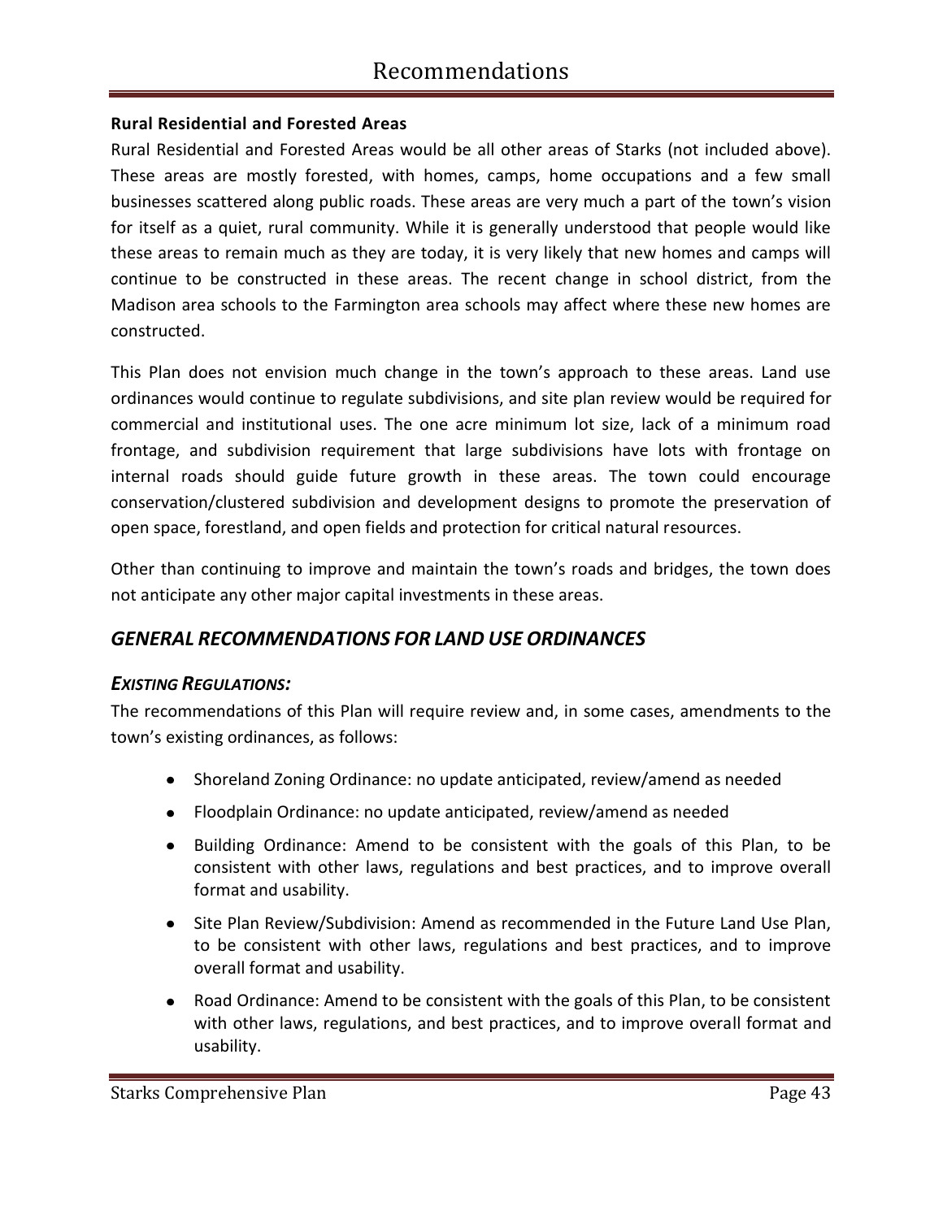#### Rural Residential and Forested Areas

Rural Residential and Forested Areas would be all other areas of Starks (not included above). These areas are mostly forested, with homes, camps, home occupations and a few small businesses scattered along public roads. These areas are very much a part of the town's vision for itself as a quiet, rural community. While it is generally understood that people would like these areas to remain much as they are today, it is very likely that new homes and camps will continue to be constructed in these areas. The recent change in school district, from the Madison area schools to the Farmington area schools may affect where these new homes are constructed.

This Plan does not envision much change in the town's approach to these areas. Land use ordinances would continue to regulate subdivisions, and site plan review would be required for commercial and institutional uses. The one acre minimum lot size, lack of a minimum road frontage, and subdivision requirement that large subdivisions have lots with frontage on internal roads should guide future growth in these areas. The town could encourage conservation/clustered subdivision and development designs to promote the preservation of open space, forestland, and open fields and protection for critical natural resources.

Other than continuing to improve and maintain the town's roads and bridges, the town does not anticipate any other major capital investments in these areas.

## *GENERAL RECOMMENDATIONS FOR LAND USE ORDINANCES*

### *EXISTING REGULATIONS:*

The recommendations of this Plan will require review and, in some cases, amendments to the town's existing ordinances, as follows:

- Shoreland Zoning Ordinance: no update anticipated, review/amend as needed
- Floodplain Ordinance: no update anticipated, review/amend as needed
- Building Ordinance: Amend to be consistent with the goals of this Plan, to be consistent with other laws, regulations and best practices, and to improve overall format and usability.
- Site Plan Review/Subdivision: Amend as recommended in the Future Land Use Plan, to be consistent with other laws, regulations and best practices, and to improve overall format and usability.
- Road Ordinance: Amend to be consistent with the goals of this Plan, to be consistent with other laws, regulations, and best practices, and to improve overall format and usability.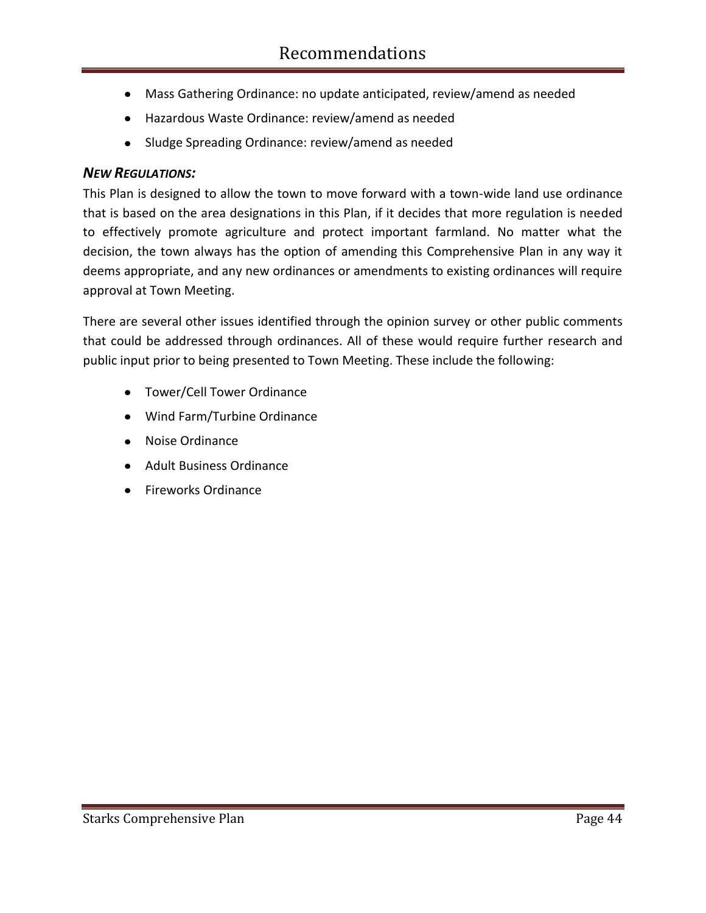- Mass Gathering Ordinance: no update anticipated, review/amend as needed
- Hazardous Waste Ordinance: review/amend as needed
- Sludge Spreading Ordinance: review/amend as needed

***NEW REGULATIONS:***

This Plan is designed to allow the town to move forward with a town-wide land use ordinance that is based on the area designations in this Plan, if it decides that more regulation is needed to effectively promote agriculture and protect important farmland. No matter what the decision, the town always has the option of amending this Comprehensive Plan in any way it deems appropriate, and any new ordinances or amendments to existing ordinances will require approval at Town Meeting.

There are several other issues identified through the opinion survey or other public comments that could be addressed through ordinances. All of these would require further research and public input prior to being presented to Town Meeting. These include the following:

- Tower/Cell Tower Ordinance
- Wind Farm/Turbine Ordinance
- Noise Ordinance
- Adult Business Ordinance
- Fireworks Ordinance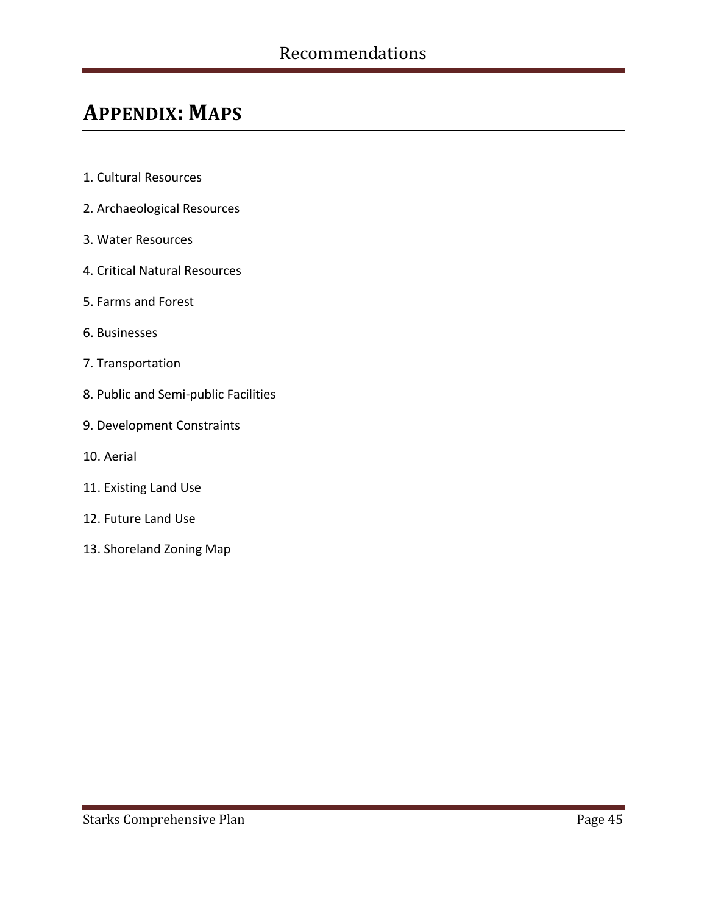# APPENDIX: MAPS

1. Cultural Resources
2. Archaeological Resources
3. Water Resources
4. Critical Natural Resources
5. Farms and Forest
6. Businesses
7. Transportation
8. Public and Semi-public Facilities
9. Development Constraints
10. Aerial
11. Existing Land Use
12. Future Land Use
13. Shoreland Zoning Map